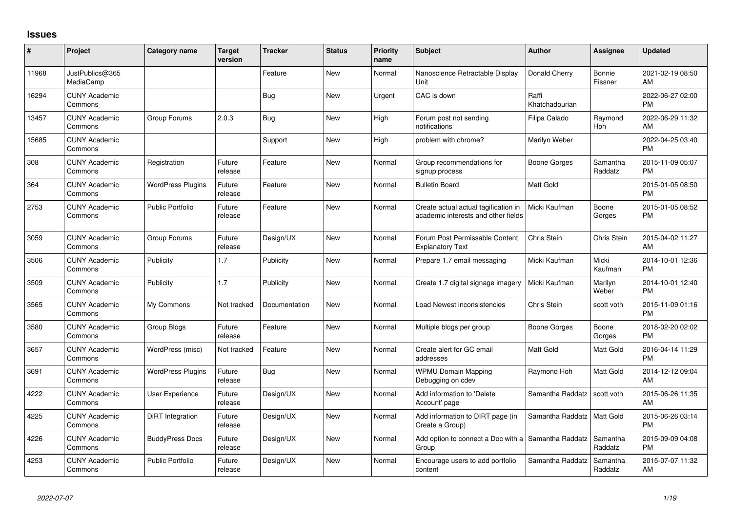# Issues

| # | Project | Category name | Target version | Tracker | Status | Priority name | Subject | Author | Assignee | Updated |
|---|---|---|---|---|---|---|---|---|---|---|
| 11968 | JustPublics@365 MediaCamp | | | Feature | New | Normal | Nanoscience Retractable Display Unit | Donald Cherry | Bonnie Eissner | 2021-02-19 08:50 AM |
| 16294 | CUNY Academic Commons | | | Bug | New | Urgent | CAC is down | Raffi Khatchadourian | | 2022-06-27 02:00 PM |
| 13457 | CUNY Academic Commons | Group Forums | 2.0.3 | Bug | New | High | Forum post not sending notifications | Filipa Calado | Raymond Hoh | 2022-06-29 11:32 AM |
| 15685 | CUNY Academic Commons | | | Support | New | High | problem with chrome? | Marilyn Weber | | 2022-04-25 03:40 PM |
| 308 | CUNY Academic Commons | Registration | Future release | Feature | New | Normal | Group recommendations for signup process | Boone Gorges | Samantha Raddatz | 2015-11-09 05:07 PM |
| 364 | CUNY Academic Commons | WordPress Plugins | Future release | Feature | New | Normal | Bulletin Board | Matt Gold | | 2015-01-05 08:50 PM |
| 2753 | CUNY Academic Commons | Public Portfolio | Future release | Feature | New | Normal | Create actual actual tagification in academic interests and other fields | Micki Kaufman | Boone Gorges | 2015-01-05 08:52 PM |
| 3059 | CUNY Academic Commons | Group Forums | Future release | Design/UX | New | Normal | Forum Post Permissable Content Explanatory Text | Chris Stein | Chris Stein | 2015-04-02 11:27 AM |
| 3506 | CUNY Academic Commons | Publicity | 1.7 | Publicity | New | Normal | Prepare 1.7 email messaging | Micki Kaufman | Micki Kaufman | 2014-10-01 12:36 PM |
| 3509 | CUNY Academic Commons | Publicity | 1.7 | Publicity | New | Normal | Create 1.7 digital signage imagery | Micki Kaufman | Marilyn Weber | 2014-10-01 12:40 PM |
| 3565 | CUNY Academic Commons | My Commons | Not tracked | Documentation | New | Normal | Load Newest inconsistencies | Chris Stein | scott voth | 2015-11-09 01:16 PM |
| 3580 | CUNY Academic Commons | Group Blogs | Future release | Feature | New | Normal | Multiple blogs per group | Boone Gorges | Boone Gorges | 2018-02-20 02:02 PM |
| 3657 | CUNY Academic Commons | WordPress (misc) | Not tracked | Feature | New | Normal | Create alert for GC email addresses | Matt Gold | Matt Gold | 2016-04-14 11:29 PM |
| 3691 | CUNY Academic Commons | WordPress Plugins | Future release | Bug | New | Normal | WPMU Domain Mapping Debugging on cdev | Raymond Hoh | Matt Gold | 2014-12-12 09:04 AM |
| 4222 | CUNY Academic Commons | User Experience | Future release | Design/UX | New | Normal | Add information to 'Delete Account' page | Samantha Raddatz | scott voth | 2015-06-26 11:35 AM |
| 4225 | CUNY Academic Commons | DiRT Integration | Future release | Design/UX | New | Normal | Add information to DIRT page (in Create a Group) | Samantha Raddatz | Matt Gold | 2015-06-26 03:14 PM |
| 4226 | CUNY Academic Commons | BuddyPress Docs | Future release | Design/UX | New | Normal | Add option to connect a Doc with a Group | Samantha Raddatz | Samantha Raddatz | 2015-09-09 04:08 PM |
| 4253 | CUNY Academic Commons | Public Portfolio | Future release | Design/UX | New | Normal | Encourage users to add portfolio content | Samantha Raddatz | Samantha Raddatz | 2015-07-07 11:32 AM |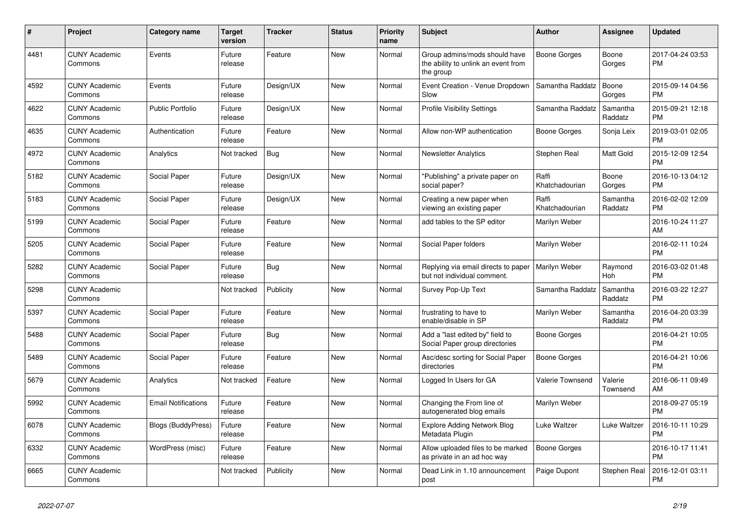| # | Project | Category name | Target version | Tracker | Status | Priority name | Subject | Author | Assignee | Updated |
|---|---|---|---|---|---|---|---|---|---|---|
| 4481 | CUNY Academic Commons | Events | Future release | Feature | New | Normal | Group admins/mods should have the ability to unlink an event from the group | Boone Gorges | Boone Gorges | 2017-04-24 03:53 PM |
| 4592 | CUNY Academic Commons | Events | Future release | Design/UX | New | Normal | Event Creation - Venue Dropdown Slow | Samantha Raddatz | Boone Gorges | 2015-09-14 04:56 PM |
| 4622 | CUNY Academic Commons | Public Portfolio | Future release | Design/UX | New | Normal | Profile Visibility Settings | Samantha Raddatz | Samantha Raddatz | 2015-09-21 12:18 PM |
| 4635 | CUNY Academic Commons | Authentication | Future release | Feature | New | Normal | Allow non-WP authentication | Boone Gorges | Sonja Leix | 2019-03-01 02:05 PM |
| 4972 | CUNY Academic Commons | Analytics | Not tracked | Bug | New | Normal | Newsletter Analytics | Stephen Real | Matt Gold | 2015-12-09 12:54 PM |
| 5182 | CUNY Academic Commons | Social Paper | Future release | Design/UX | New | Normal | "Publishing" a private paper on social paper? | Raffi Khatchadourian | Boone Gorges | 2016-10-13 04:12 PM |
| 5183 | CUNY Academic Commons | Social Paper | Future release | Design/UX | New | Normal | Creating a new paper when viewing an existing paper | Raffi Khatchadourian | Samantha Raddatz | 2016-02-02 12:09 PM |
| 5199 | CUNY Academic Commons | Social Paper | Future release | Feature | New | Normal | add tables to the SP editor | Marilyn Weber | | 2016-10-24 11:27 AM |
| 5205 | CUNY Academic Commons | Social Paper | Future release | Feature | New | Normal | Social Paper folders | Marilyn Weber | | 2016-02-11 10:24 PM |
| 5282 | CUNY Academic Commons | Social Paper | Future release | Bug | New | Normal | Replying via email directs to paper but not individual comment. | Marilyn Weber | Raymond Hoh | 2016-03-02 01:48 PM |
| 5298 | CUNY Academic Commons | | Not tracked | Publicity | New | Normal | Survey Pop-Up Text | Samantha Raddatz | Samantha Raddatz | 2016-03-22 12:27 PM |
| 5397 | CUNY Academic Commons | Social Paper | Future release | Feature | New | Normal | frustrating to have to enable/disable in SP | Marilyn Weber | Samantha Raddatz | 2016-04-20 03:39 PM |
| 5488 | CUNY Academic Commons | Social Paper | Future release | Bug | New | Normal | Add a "last edited by" field to Social Paper group directories | Boone Gorges | | 2016-04-21 10:05 PM |
| 5489 | CUNY Academic Commons | Social Paper | Future release | Feature | New | Normal | Asc/desc sorting for Social Paper directories | Boone Gorges | | 2016-04-21 10:06 PM |
| 5679 | CUNY Academic Commons | Analytics | Not tracked | Feature | New | Normal | Logged In Users for GA | Valerie Townsend | Valerie Townsend | 2016-06-11 09:49 AM |
| 5992 | CUNY Academic Commons | Email Notifications | Future release | Feature | New | Normal | Changing the From line of autogenerated blog emails | Marilyn Weber | | 2018-09-27 05:19 PM |
| 6078 | CUNY Academic Commons | Blogs (BuddyPress) | Future release | Feature | New | Normal | Explore Adding Network Blog Metadata Plugin | Luke Waltzer | Luke Waltzer | 2016-10-11 10:29 PM |
| 6332 | CUNY Academic Commons | WordPress (misc) | Future release | Feature | New | Normal | Allow uploaded files to be marked as private in an ad hoc way | Boone Gorges | | 2016-10-17 11:41 PM |
| 6665 | CUNY Academic Commons | | Not tracked | Publicity | New | Normal | Dead Link in 1.10 announcement post | Paige Dupont | Stephen Real | 2016-12-01 03:11 PM |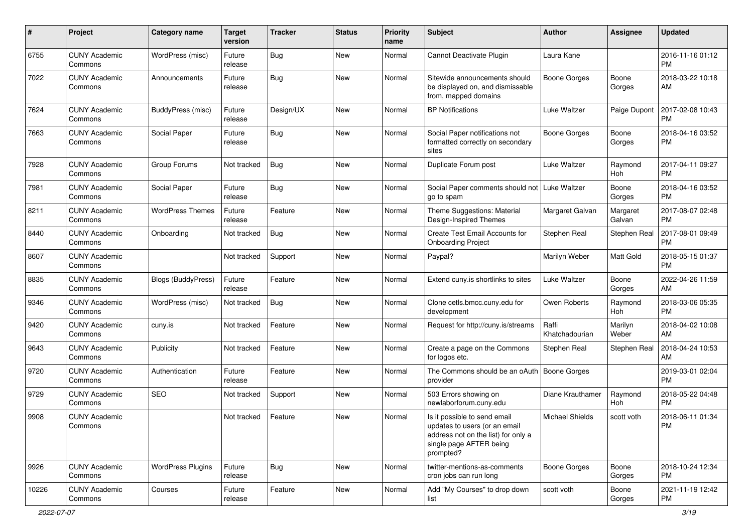| # | Project | Category name | Target version | Tracker | Status | Priority name | Subject | Author | Assignee | Updated |
|---|---|---|---|---|---|---|---|---|---|---|
| 6755 | CUNY Academic Commons | WordPress (misc) | Future release | Bug | New | Normal | Cannot Deactivate Plugin | Laura Kane | | 2016-11-16 01:12 PM |
| 7022 | CUNY Academic Commons | Announcements | Future release | Bug | New | Normal | Sitewide announcements should be displayed on, and dismissable from, mapped domains | Boone Gorges | Boone Gorges | 2018-03-22 10:18 AM |
| 7624 | CUNY Academic Commons | BuddyPress (misc) | Future release | Design/UX | New | Normal | BP Notifications | Luke Waltzer | Paige Dupont | 2017-02-08 10:43 PM |
| 7663 | CUNY Academic Commons | Social Paper | Future release | Bug | New | Normal | Social Paper notifications not formatted correctly on secondary sites | Boone Gorges | Boone Gorges | 2018-04-16 03:52 PM |
| 7928 | CUNY Academic Commons | Group Forums | Not tracked | Bug | New | Normal | Duplicate Forum post | Luke Waltzer | Raymond Hoh | 2017-04-11 09:27 PM |
| 7981 | CUNY Academic Commons | Social Paper | Future release | Bug | New | Normal | Social Paper comments should not go to spam | Luke Waltzer | Boone Gorges | 2018-04-16 03:52 PM |
| 8211 | CUNY Academic Commons | WordPress Themes | Future release | Feature | New | Normal | Theme Suggestions: Material Design-Inspired Themes | Margaret Galvan | Margaret Galvan | 2017-08-07 02:48 PM |
| 8440 | CUNY Academic Commons | Onboarding | Not tracked | Bug | New | Normal | Create Test Email Accounts for Onboarding Project | Stephen Real | Stephen Real | 2017-08-01 09:49 PM |
| 8607 | CUNY Academic Commons | | Not tracked | Support | New | Normal | Paypal? | Marilyn Weber | Matt Gold | 2018-05-15 01:37 PM |
| 8835 | CUNY Academic Commons | Blogs (BuddyPress) | Future release | Feature | New | Normal | Extend cuny.is shortlinks to sites | Luke Waltzer | Boone Gorges | 2022-04-26 11:59 AM |
| 9346 | CUNY Academic Commons | WordPress (misc) | Not tracked | Bug | New | Normal | Clone cetls.bmcc.cuny.edu for development | Owen Roberts | Raymond Hoh | 2018-03-06 05:35 PM |
| 9420 | CUNY Academic Commons | cuny.is | Not tracked | Feature | New | Normal | Request for http://cuny.is/streams | Raffi Khatchadourian | Marilyn Weber | 2018-04-02 10:08 AM |
| 9643 | CUNY Academic Commons | Publicity | Not tracked | Feature | New | Normal | Create a page on the Commons for logos etc. | Stephen Real | Stephen Real | 2018-04-24 10:53 AM |
| 9720 | CUNY Academic Commons | Authentication | Future release | Feature | New | Normal | The Commons should be an oAuth provider | Boone Gorges | | 2019-03-01 02:04 PM |
| 9729 | CUNY Academic Commons | SEO | Not tracked | Support | New | Normal | 503 Errors showing on newlaborforum.cuny.edu | Diane Krauthamer | Raymond Hoh | 2018-05-22 04:48 PM |
| 9908 | CUNY Academic Commons | | Not tracked | Feature | New | Normal | Is it possible to send email updates to users (or an email address not on the list) for only a single page AFTER being prompted? | Michael Shields | scott voth | 2018-06-11 01:34 PM |
| 9926 | CUNY Academic Commons | WordPress Plugins | Future release | Bug | New | Normal | twitter-mentions-as-comments cron jobs can run long | Boone Gorges | Boone Gorges | 2018-10-24 12:34 PM |
| 10226 | CUNY Academic Commons | Courses | Future release | Feature | New | Normal | Add "My Courses" to drop down list | scott voth | Boone Gorges | 2021-11-19 12:42 PM |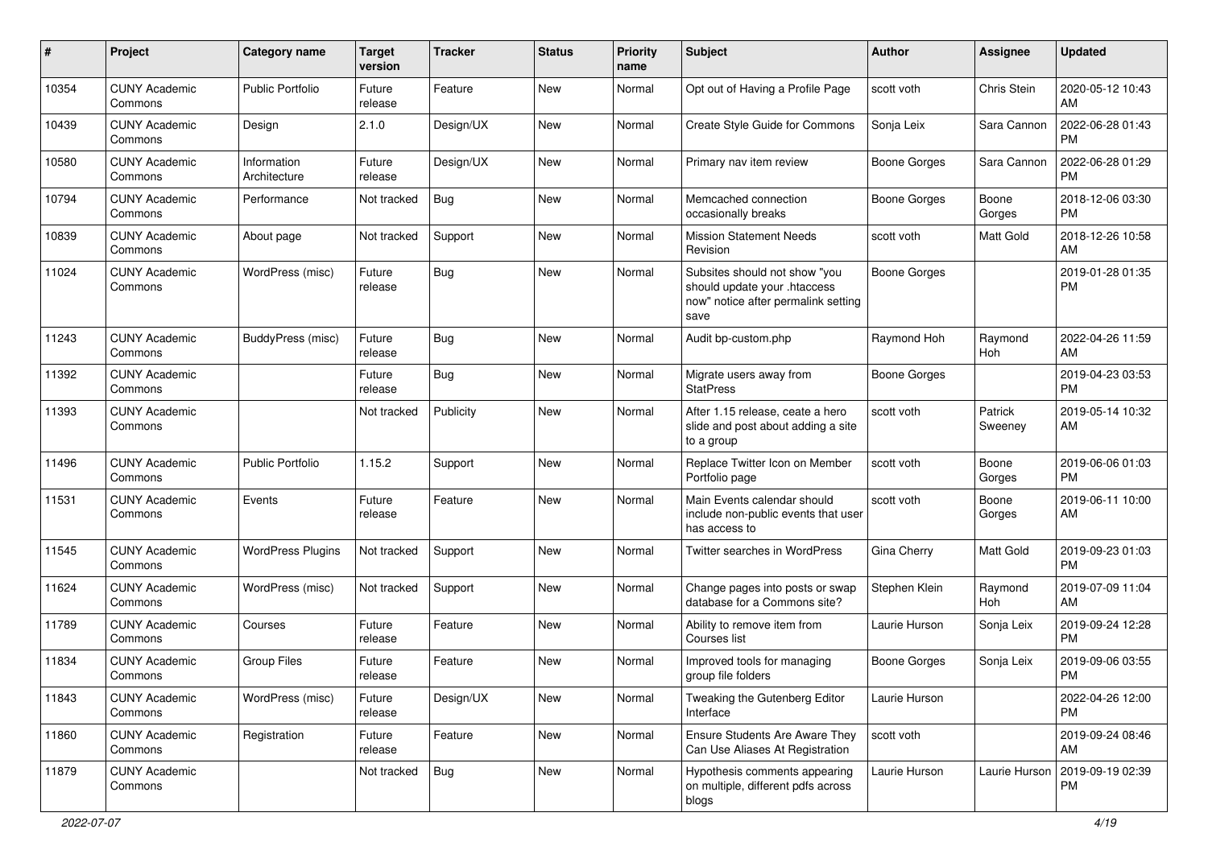| # | Project | Category name | Target version | Tracker | Status | Priority name | Subject | Author | Assignee | Updated |
|---|---|---|---|---|---|---|---|---|---|---|
| 10354 | CUNY Academic Commons | Public Portfolio | Future release | Feature | New | Normal | Opt out of Having a Profile Page | scott voth | Chris Stein | 2020-05-12 10:43 AM |
| 10439 | CUNY Academic Commons | Design | 2.1.0 | Design/UX | New | Normal | Create Style Guide for Commons | Sonja Leix | Sara Cannon | 2022-06-28 01:43 PM |
| 10580 | CUNY Academic Commons | Information Architecture | Future release | Design/UX | New | Normal | Primary nav item review | Boone Gorges | Sara Cannon | 2022-06-28 01:29 PM |
| 10794 | CUNY Academic Commons | Performance | Not tracked | Bug | New | Normal | Memcached connection occasionally breaks | Boone Gorges | Boone Gorges | 2018-12-06 03:30 PM |
| 10839 | CUNY Academic Commons | About page | Not tracked | Support | New | Normal | Mission Statement Needs Revision | scott voth | Matt Gold | 2018-12-26 10:58 AM |
| 11024 | CUNY Academic Commons | WordPress (misc) | Future release | Bug | New | Normal | Subsites should not show "you should update your .htaccess now" notice after permalink setting save | Boone Gorges | | 2019-01-28 01:35 PM |
| 11243 | CUNY Academic Commons | BuddyPress (misc) | Future release | Bug | New | Normal | Audit bp-custom.php | Raymond Hoh | Raymond Hoh | 2022-04-26 11:59 AM |
| 11392 | CUNY Academic Commons | | Future release | Bug | New | Normal | Migrate users away from StatPress | Boone Gorges | | 2019-04-23 03:53 PM |
| 11393 | CUNY Academic Commons | | Not tracked | Publicity | New | Normal | After 1.15 release, ceate a hero slide and post about adding a site to a group | scott voth | Patrick Sweeney | 2019-05-14 10:32 AM |
| 11496 | CUNY Academic Commons | Public Portfolio | 1.15.2 | Support | New | Normal | Replace Twitter Icon on Member Portfolio page | scott voth | Boone Gorges | 2019-06-06 01:03 PM |
| 11531 | CUNY Academic Commons | Events | Future release | Feature | New | Normal | Main Events calendar should include non-public events that user has access to | scott voth | Boone Gorges | 2019-06-11 10:00 AM |
| 11545 | CUNY Academic Commons | WordPress Plugins | Not tracked | Support | New | Normal | Twitter searches in WordPress | Gina Cherry | Matt Gold | 2019-09-23 01:03 PM |
| 11624 | CUNY Academic Commons | WordPress (misc) | Not tracked | Support | New | Normal | Change pages into posts or swap database for a Commons site? | Stephen Klein | Raymond Hoh | 2019-07-09 11:04 AM |
| 11789 | CUNY Academic Commons | Courses | Future release | Feature | New | Normal | Ability to remove item from Courses list | Laurie Hurson | Sonja Leix | 2019-09-24 12:28 PM |
| 11834 | CUNY Academic Commons | Group Files | Future release | Feature | New | Normal | Improved tools for managing group file folders | Boone Gorges | Sonja Leix | 2019-09-06 03:55 PM |
| 11843 | CUNY Academic Commons | WordPress (misc) | Future release | Design/UX | New | Normal | Tweaking the Gutenberg Editor Interface | Laurie Hurson | | 2022-04-26 12:00 PM |
| 11860 | CUNY Academic Commons | Registration | Future release | Feature | New | Normal | Ensure Students Are Aware They Can Use Aliases At Registration | scott voth | | 2019-09-24 08:46 AM |
| 11879 | CUNY Academic Commons | | Not tracked | Bug | New | Normal | Hypothesis comments appearing on multiple, different pdfs across blogs | Laurie Hurson | Laurie Hurson | 2019-09-19 02:39 PM |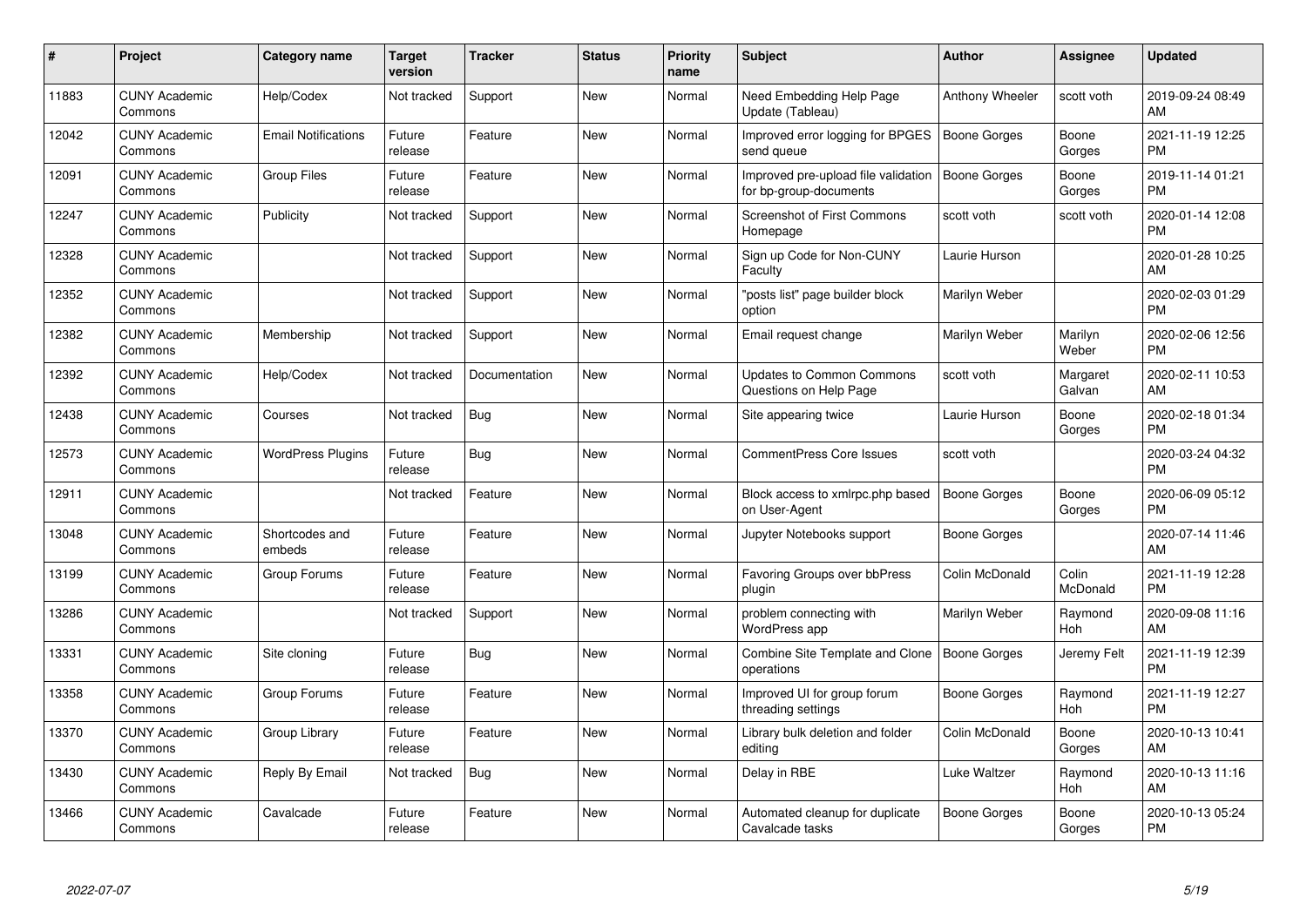| # | Project | Category name | Target version | Tracker | Status | Priority name | Subject | Author | Assignee | Updated |
|---|---|---|---|---|---|---|---|---|---|---|
| 11883 | CUNY Academic Commons | Help/Codex | Not tracked | Support | New | Normal | Need Embedding Help Page Update (Tableau) | Anthony Wheeler | scott voth | 2019-09-24 08:49 AM |
| 12042 | CUNY Academic Commons | Email Notifications | Future release | Feature | New | Normal | Improved error logging for BPGES send queue | Boone Gorges | Boone Gorges | 2021-11-19 12:25 PM |
| 12091 | CUNY Academic Commons | Group Files | Future release | Feature | New | Normal | Improved pre-upload file validation for bp-group-documents | Boone Gorges | Boone Gorges | 2019-11-14 01:21 PM |
| 12247 | CUNY Academic Commons | Publicity | Not tracked | Support | New | Normal | Screenshot of First Commons Homepage | scott voth | scott voth | 2020-01-14 12:08 PM |
| 12328 | CUNY Academic Commons | | Not tracked | Support | New | Normal | Sign up Code for Non-CUNY Faculty | Laurie Hurson | | 2020-01-28 10:25 AM |
| 12352 | CUNY Academic Commons | | Not tracked | Support | New | Normal | "posts list" page builder block option | Marilyn Weber | | 2020-02-03 01:29 PM |
| 12382 | CUNY Academic Commons | Membership | Not tracked | Support | New | Normal | Email request change | Marilyn Weber | Marilyn Weber | 2020-02-06 12:56 PM |
| 12392 | CUNY Academic Commons | Help/Codex | Not tracked | Documentation | New | Normal | Updates to Common Commons Questions on Help Page | scott voth | Margaret Galvan | 2020-02-11 10:53 AM |
| 12438 | CUNY Academic Commons | Courses | Not tracked | Bug | New | Normal | Site appearing twice | Laurie Hurson | Boone Gorges | 2020-02-18 01:34 PM |
| 12573 | CUNY Academic Commons | WordPress Plugins | Future release | Bug | New | Normal | CommentPress Core Issues | scott voth | | 2020-03-24 04:32 PM |
| 12911 | CUNY Academic Commons | | Not tracked | Feature | New | Normal | Block access to xmlrpc.php based on User-Agent | Boone Gorges | Boone Gorges | 2020-06-09 05:12 PM |
| 13048 | CUNY Academic Commons | Shortcodes and embeds | Future release | Feature | New | Normal | Jupyter Notebooks support | Boone Gorges | | 2020-07-14 11:46 AM |
| 13199 | CUNY Academic Commons | Group Forums | Future release | Feature | New | Normal | Favoring Groups over bbPress plugin | Colin McDonald | Colin McDonald | 2021-11-19 12:28 PM |
| 13286 | CUNY Academic Commons | | Not tracked | Support | New | Normal | problem connecting with WordPress app | Marilyn Weber | Raymond Hoh | 2020-09-08 11:16 AM |
| 13331 | CUNY Academic Commons | Site cloning | Future release | Bug | New | Normal | Combine Site Template and Clone operations | Boone Gorges | Jeremy Felt | 2021-11-19 12:39 PM |
| 13358 | CUNY Academic Commons | Group Forums | Future release | Feature | New | Normal | Improved UI for group forum threading settings | Boone Gorges | Raymond Hoh | 2021-11-19 12:27 PM |
| 13370 | CUNY Academic Commons | Group Library | Future release | Feature | New | Normal | Library bulk deletion and folder editing | Colin McDonald | Boone Gorges | 2020-10-13 10:41 AM |
| 13430 | CUNY Academic Commons | Reply By Email | Not tracked | Bug | New | Normal | Delay in RBE | Luke Waltzer | Raymond Hoh | 2020-10-13 11:16 AM |
| 13466 | CUNY Academic Commons | Cavalcade | Future release | Feature | New | Normal | Automated cleanup for duplicate Cavalcade tasks | Boone Gorges | Boone Gorges | 2020-10-13 05:24 PM |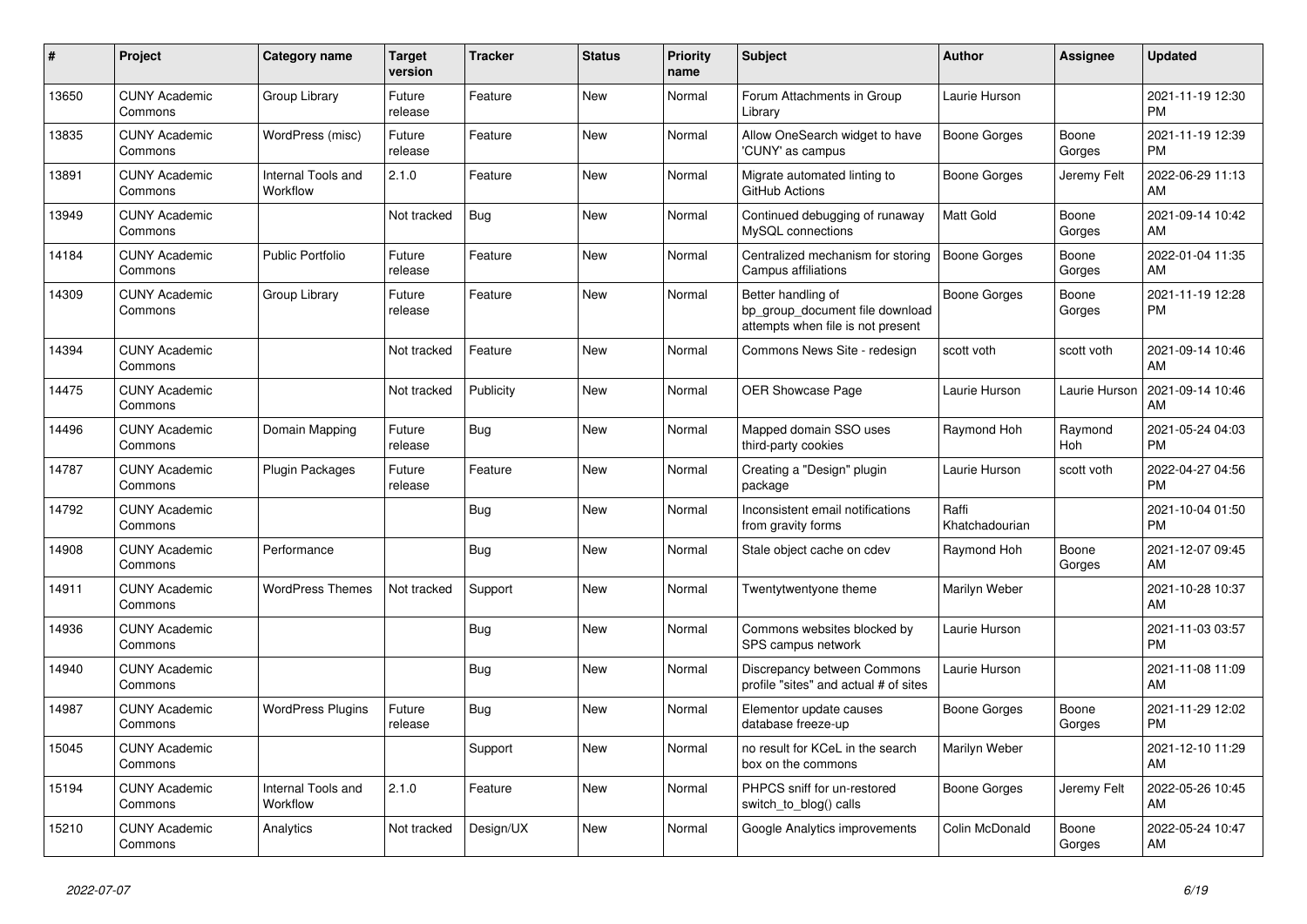| # | Project | Category name | Target version | Tracker | Status | Priority name | Subject | Author | Assignee | Updated |
|---|---|---|---|---|---|---|---|---|---|---|
| 13650 | CUNY Academic Commons | Group Library | Future release | Feature | New | Normal | Forum Attachments in Group Library | Laurie Hurson | | 2021-11-19 12:30 PM |
| 13835 | CUNY Academic Commons | WordPress (misc) | Future release | Feature | New | Normal | Allow OneSearch widget to have 'CUNY' as campus | Boone Gorges | Boone Gorges | 2021-11-19 12:39 PM |
| 13891 | CUNY Academic Commons | Internal Tools and Workflow | 2.1.0 | Feature | New | Normal | Migrate automated linting to GitHub Actions | Boone Gorges | Jeremy Felt | 2022-06-29 11:13 AM |
| 13949 | CUNY Academic Commons | | Not tracked | Bug | New | Normal | Continued debugging of runaway MySQL connections | Matt Gold | Boone Gorges | 2021-09-14 10:42 AM |
| 14184 | CUNY Academic Commons | Public Portfolio | Future release | Feature | New | Normal | Centralized mechanism for storing Campus affiliations | Boone Gorges | Boone Gorges | 2022-01-04 11:35 AM |
| 14309 | CUNY Academic Commons | Group Library | Future release | Feature | New | Normal | Better handling of bp_group_document file download attempts when file is not present | Boone Gorges | Boone Gorges | 2021-11-19 12:28 PM |
| 14394 | CUNY Academic Commons | | Not tracked | Feature | New | Normal | Commons News Site - redesign | scott voth | scott voth | 2021-09-14 10:46 AM |
| 14475 | CUNY Academic Commons | | Not tracked | Publicity | New | Normal | OER Showcase Page | Laurie Hurson | Laurie Hurson | 2021-09-14 10:46 AM |
| 14496 | CUNY Academic Commons | Domain Mapping | Future release | Bug | New | Normal | Mapped domain SSO uses third-party cookies | Raymond Hoh | Raymond Hoh | 2021-05-24 04:03 PM |
| 14787 | CUNY Academic Commons | Plugin Packages | Future release | Feature | New | Normal | Creating a "Design" plugin package | Laurie Hurson | scott voth | 2022-04-27 04:56 PM |
| 14792 | CUNY Academic Commons | | | Bug | New | Normal | Inconsistent email notifications from gravity forms | Raffi Khatchadourian | | 2021-10-04 01:50 PM |
| 14908 | CUNY Academic Commons | Performance | | Bug | New | Normal | Stale object cache on cdev | Raymond Hoh | Boone Gorges | 2021-12-07 09:45 AM |
| 14911 | CUNY Academic Commons | WordPress Themes | Not tracked | Support | New | Normal | Twentytwentyone theme | Marilyn Weber | | 2021-10-28 10:37 AM |
| 14936 | CUNY Academic Commons | | | Bug | New | Normal | Commons websites blocked by SPS campus network | Laurie Hurson | | 2021-11-03 03:57 PM |
| 14940 | CUNY Academic Commons | | | Bug | New | Normal | Discrepancy between Commons profile "sites" and actual # of sites | Laurie Hurson | | 2021-11-08 11:09 AM |
| 14987 | CUNY Academic Commons | WordPress Plugins | Future release | Bug | New | Normal | Elementor update causes database freeze-up | Boone Gorges | Boone Gorges | 2021-11-29 12:02 PM |
| 15045 | CUNY Academic Commons | | | Support | New | Normal | no result for KCeL in the search box on the commons | Marilyn Weber | | 2021-12-10 11:29 AM |
| 15194 | CUNY Academic Commons | Internal Tools and Workflow | 2.1.0 | Feature | New | Normal | PHPCS sniff for un-restored switch_to_blog() calls | Boone Gorges | Jeremy Felt | 2022-05-26 10:45 AM |
| 15210 | CUNY Academic Commons | Analytics | Not tracked | Design/UX | New | Normal | Google Analytics improvements | Colin McDonald | Boone Gorges | 2022-05-24 10:47 AM |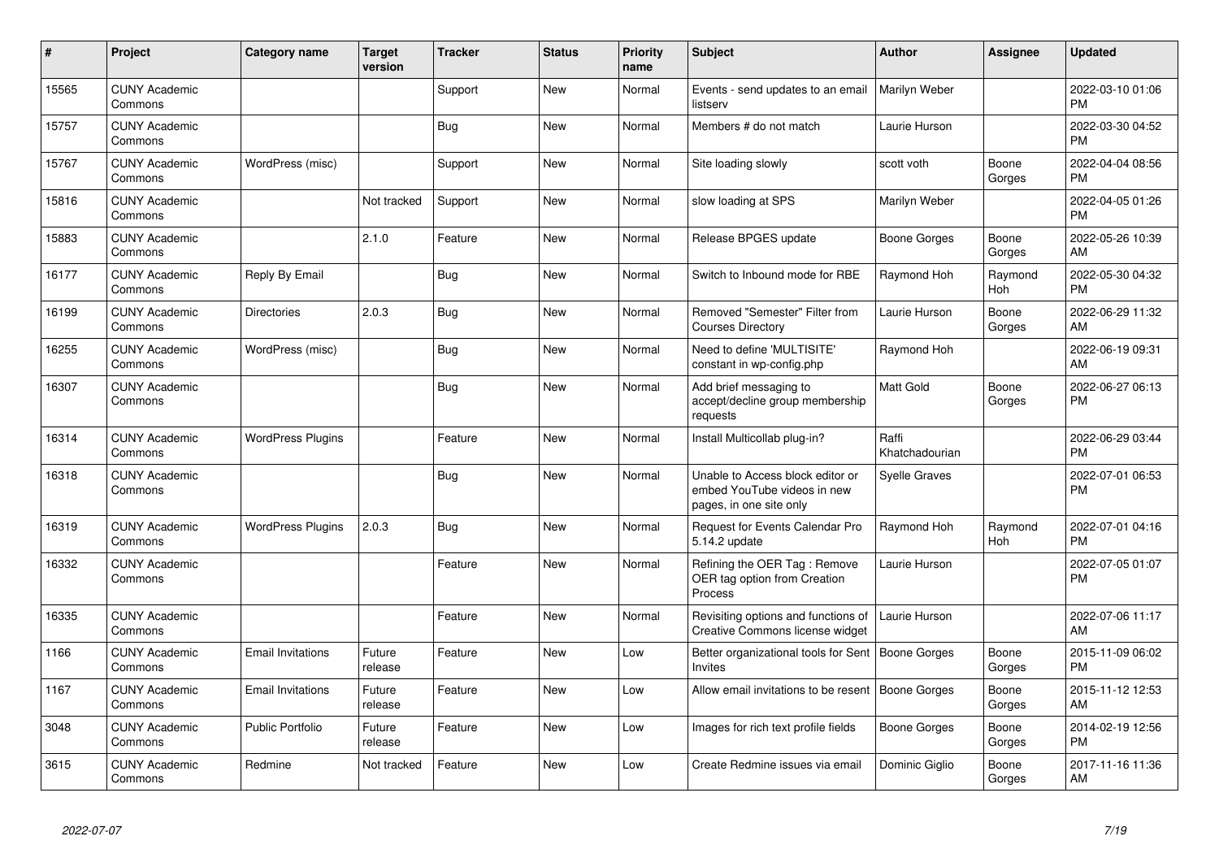| # | Project | Category name | Target version | Tracker | Status | Priority name | Subject | Author | Assignee | Updated |
|---|---|---|---|---|---|---|---|---|---|---|
| 15565 | CUNY Academic Commons | | | Support | New | Normal | Events - send updates to an email listserv | Marilyn Weber | | 2022-03-10 01:06 PM |
| 15757 | CUNY Academic Commons | | | Bug | New | Normal | Members # do not match | Laurie Hurson | | 2022-03-30 04:52 PM |
| 15767 | CUNY Academic Commons | WordPress (misc) | | Support | New | Normal | Site loading slowly | scott voth | Boone Gorges | 2022-04-04 08:56 PM |
| 15816 | CUNY Academic Commons | | Not tracked | Support | New | Normal | slow loading at SPS | Marilyn Weber | | 2022-04-05 01:26 PM |
| 15883 | CUNY Academic Commons | | 2.1.0 | Feature | New | Normal | Release BPGES update | Boone Gorges | Boone Gorges | 2022-05-26 10:39 AM |
| 16177 | CUNY Academic Commons | Reply By Email | | Bug | New | Normal | Switch to Inbound mode for RBE | Raymond Hoh | Raymond Hoh | 2022-05-30 04:32 PM |
| 16199 | CUNY Academic Commons | Directories | 2.0.3 | Bug | New | Normal | Removed "Semester" Filter from Courses Directory | Laurie Hurson | Boone Gorges | 2022-06-29 11:32 AM |
| 16255 | CUNY Academic Commons | WordPress (misc) | | Bug | New | Normal | Need to define 'MULTISITE' constant in wp-config.php | Raymond Hoh | | 2022-06-19 09:31 AM |
| 16307 | CUNY Academic Commons | | | Bug | New | Normal | Add brief messaging to accept/decline group membership requests | Matt Gold | Boone Gorges | 2022-06-27 06:13 PM |
| 16314 | CUNY Academic Commons | WordPress Plugins | | Feature | New | Normal | Install Multicollab plug-in? | Raffi Khatchadourian | | 2022-06-29 03:44 PM |
| 16318 | CUNY Academic Commons | | | Bug | New | Normal | Unable to Access block editor or embed YouTube videos in new pages, in one site only | Syelle Graves | | 2022-07-01 06:53 PM |
| 16319 | CUNY Academic Commons | WordPress Plugins | 2.0.3 | Bug | New | Normal | Request for Events Calendar Pro 5.14.2 update | Raymond Hoh | Raymond Hoh | 2022-07-01 04:16 PM |
| 16332 | CUNY Academic Commons | | | Feature | New | Normal | Refining the OER Tag : Remove OER tag option from Creation Process | Laurie Hurson | | 2022-07-05 01:07 PM |
| 16335 | CUNY Academic Commons | | | Feature | New | Normal | Revisiting options and functions of Creative Commons license widget | Laurie Hurson | | 2022-07-06 11:17 AM |
| 1166 | CUNY Academic Commons | Email Invitations | Future release | Feature | New | Low | Better organizational tools for Sent Invites | Boone Gorges | Boone Gorges | 2015-11-09 06:02 PM |
| 1167 | CUNY Academic Commons | Email Invitations | Future release | Feature | New | Low | Allow email invitations to be resent | Boone Gorges | Boone Gorges | 2015-11-12 12:53 AM |
| 3048 | CUNY Academic Commons | Public Portfolio | Future release | Feature | New | Low | Images for rich text profile fields | Boone Gorges | Boone Gorges | 2014-02-19 12:56 PM |
| 3615 | CUNY Academic Commons | Redmine | Not tracked | Feature | New | Low | Create Redmine issues via email | Dominic Giglio | Boone Gorges | 2017-11-16 11:36 AM |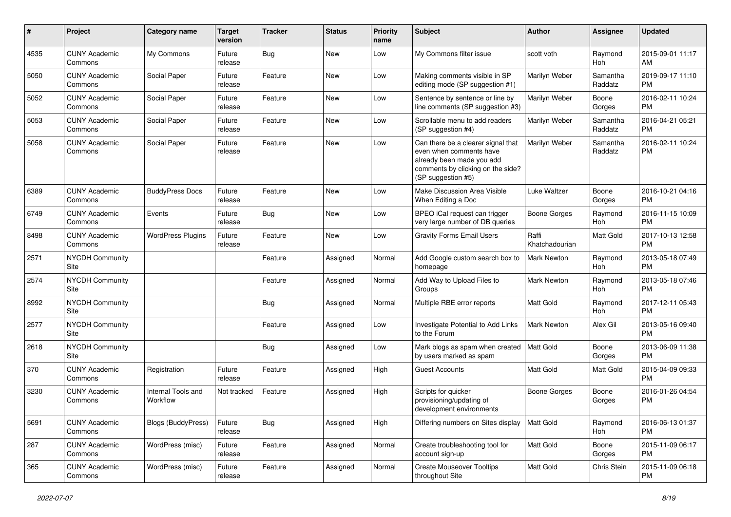| # | Project | Category name | Target version | Tracker | Status | Priority name | Subject | Author | Assignee | Updated |
|---|---|---|---|---|---|---|---|---|---|---|
| 4535 | CUNY Academic Commons | My Commons | Future release | Bug | New | Low | My Commons filter issue | scott voth | Raymond Hoh | 2015-09-01 11:17 AM |
| 5050 | CUNY Academic Commons | Social Paper | Future release | Feature | New | Low | Making comments visible in SP editing mode (SP suggestion #1) | Marilyn Weber | Samantha Raddatz | 2019-09-17 11:10 PM |
| 5052 | CUNY Academic Commons | Social Paper | Future release | Feature | New | Low | Sentence by sentence or line by line comments (SP suggestion #3) | Marilyn Weber | Boone Gorges | 2016-02-11 10:24 PM |
| 5053 | CUNY Academic Commons | Social Paper | Future release | Feature | New | Low | Scrollable menu to add readers (SP suggestion #4) | Marilyn Weber | Samantha Raddatz | 2016-04-21 05:21 PM |
| 5058 | CUNY Academic Commons | Social Paper | Future release | Feature | New | Low | Can there be a clearer signal that even when comments have already been made you add comments by clicking on the side? (SP suggestion #5) | Marilyn Weber | Samantha Raddatz | 2016-02-11 10:24 PM |
| 6389 | CUNY Academic Commons | BuddyPress Docs | Future release | Feature | New | Low | Make Discussion Area Visible When Editing a Doc | Luke Waltzer | Boone Gorges | 2016-10-21 04:16 PM |
| 6749 | CUNY Academic Commons | Events | Future release | Bug | New | Low | BPEO iCal request can trigger very large number of DB queries | Boone Gorges | Raymond Hoh | 2016-11-15 10:09 PM |
| 8498 | CUNY Academic Commons | WordPress Plugins | Future release | Feature | New | Low | Gravity Forms Email Users | Raffi Khatchadourian | Matt Gold | 2017-10-13 12:58 PM |
| 2571 | NYCDH Community Site | | | Feature | Assigned | Normal | Add Google custom search box to homepage | Mark Newton | Raymond Hoh | 2013-05-18 07:49 PM |
| 2574 | NYCDH Community Site | | | Feature | Assigned | Normal | Add Way to Upload Files to Groups | Mark Newton | Raymond Hoh | 2013-05-18 07:46 PM |
| 8992 | NYCDH Community Site | | | Bug | Assigned | Normal | Multiple RBE error reports | Matt Gold | Raymond Hoh | 2017-12-11 05:43 PM |
| 2577 | NYCDH Community Site | | | Feature | Assigned | Low | Investigate Potential to Add Links to the Forum | Mark Newton | Alex Gil | 2013-05-16 09:40 PM |
| 2618 | NYCDH Community Site | | | Bug | Assigned | Low | Mark blogs as spam when created by users marked as spam | Matt Gold | Boone Gorges | 2013-06-09 11:38 PM |
| 370 | CUNY Academic Commons | Registration | Future release | Feature | Assigned | High | Guest Accounts | Matt Gold | Matt Gold | 2015-04-09 09:33 PM |
| 3230 | CUNY Academic Commons | Internal Tools and Workflow | Not tracked | Feature | Assigned | High | Scripts for quicker provisioning/updating of development environments | Boone Gorges | Boone Gorges | 2016-01-26 04:54 PM |
| 5691 | CUNY Academic Commons | Blogs (BuddyPress) | Future release | Bug | Assigned | High | Differing numbers on Sites display | Matt Gold | Raymond Hoh | 2016-06-13 01:37 PM |
| 287 | CUNY Academic Commons | WordPress (misc) | Future release | Feature | Assigned | Normal | Create troubleshooting tool for account sign-up | Matt Gold | Boone Gorges | 2015-11-09 06:17 PM |
| 365 | CUNY Academic Commons | WordPress (misc) | Future release | Feature | Assigned | Normal | Create Mouseover Tooltips throughout Site | Matt Gold | Chris Stein | 2015-11-09 06:18 PM |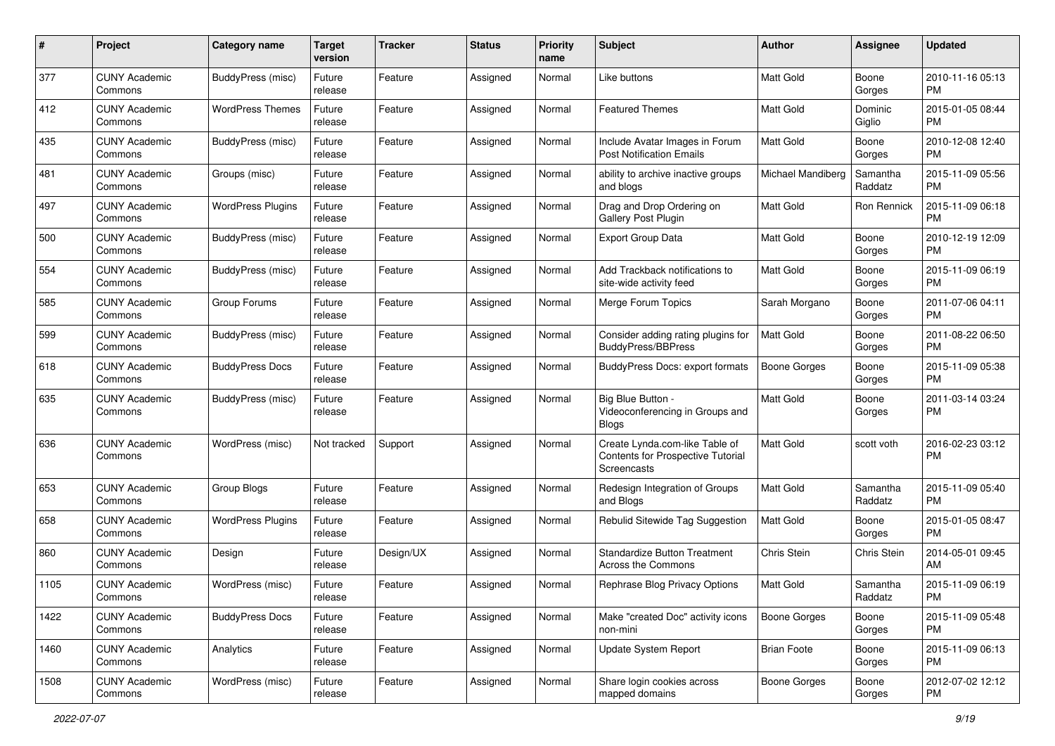| # | Project | Category name | Target version | Tracker | Status | Priority name | Subject | Author | Assignee | Updated |
|---|---|---|---|---|---|---|---|---|---|---|
| 377 | CUNY Academic Commons | BuddyPress (misc) | Future release | Feature | Assigned | Normal | Like buttons | Matt Gold | Boone Gorges | 2010-11-16 05:13 PM |
| 412 | CUNY Academic Commons | WordPress Themes | Future release | Feature | Assigned | Normal | Featured Themes | Matt Gold | Dominic Giglio | 2015-01-05 08:44 PM |
| 435 | CUNY Academic Commons | BuddyPress (misc) | Future release | Feature | Assigned | Normal | Include Avatar Images in Forum Post Notification Emails | Matt Gold | Boone Gorges | 2010-12-08 12:40 PM |
| 481 | CUNY Academic Commons | Groups (misc) | Future release | Feature | Assigned | Normal | ability to archive inactive groups and blogs | Michael Mandiberg | Samantha Raddatz | 2015-11-09 05:56 PM |
| 497 | CUNY Academic Commons | WordPress Plugins | Future release | Feature | Assigned | Normal | Drag and Drop Ordering on Gallery Post Plugin | Matt Gold | Ron Rennick | 2015-11-09 06:18 PM |
| 500 | CUNY Academic Commons | BuddyPress (misc) | Future release | Feature | Assigned | Normal | Export Group Data | Matt Gold | Boone Gorges | 2010-12-19 12:09 PM |
| 554 | CUNY Academic Commons | BuddyPress (misc) | Future release | Feature | Assigned | Normal | Add Trackback notifications to site-wide activity feed | Matt Gold | Boone Gorges | 2015-11-09 06:19 PM |
| 585 | CUNY Academic Commons | Group Forums | Future release | Feature | Assigned | Normal | Merge Forum Topics | Sarah Morgano | Boone Gorges | 2011-07-06 04:11 PM |
| 599 | CUNY Academic Commons | BuddyPress (misc) | Future release | Feature | Assigned | Normal | Consider adding rating plugins for BuddyPress/BBPress | Matt Gold | Boone Gorges | 2011-08-22 06:50 PM |
| 618 | CUNY Academic Commons | BuddyPress Docs | Future release | Feature | Assigned | Normal | BuddyPress Docs: export formats | Boone Gorges | Boone Gorges | 2015-11-09 05:38 PM |
| 635 | CUNY Academic Commons | BuddyPress (misc) | Future release | Feature | Assigned | Normal | Big Blue Button - Videoconferencing in Groups and Blogs | Matt Gold | Boone Gorges | 2011-03-14 03:24 PM |
| 636 | CUNY Academic Commons | WordPress (misc) | Not tracked | Support | Assigned | Normal | Create Lynda.com-like Table of Contents for Prospective Tutorial Screencasts | Matt Gold | scott voth | 2016-02-23 03:12 PM |
| 653 | CUNY Academic Commons | Group Blogs | Future release | Feature | Assigned | Normal | Redesign Integration of Groups and Blogs | Matt Gold | Samantha Raddatz | 2015-11-09 05:40 PM |
| 658 | CUNY Academic Commons | WordPress Plugins | Future release | Feature | Assigned | Normal | Rebulid Sitewide Tag Suggestion | Matt Gold | Boone Gorges | 2015-01-05 08:47 PM |
| 860 | CUNY Academic Commons | Design | Future release | Design/UX | Assigned | Normal | Standardize Button Treatment Across the Commons | Chris Stein | Chris Stein | 2014-05-01 09:45 AM |
| 1105 | CUNY Academic Commons | WordPress (misc) | Future release | Feature | Assigned | Normal | Rephrase Blog Privacy Options | Matt Gold | Samantha Raddatz | 2015-11-09 06:19 PM |
| 1422 | CUNY Academic Commons | BuddyPress Docs | Future release | Feature | Assigned | Normal | Make "created Doc" activity icons non-mini | Boone Gorges | Boone Gorges | 2015-11-09 05:48 PM |
| 1460 | CUNY Academic Commons | Analytics | Future release | Feature | Assigned | Normal | Update System Report | Brian Foote | Boone Gorges | 2015-11-09 06:13 PM |
| 1508 | CUNY Academic Commons | WordPress (misc) | Future release | Feature | Assigned | Normal | Share login cookies across mapped domains | Boone Gorges | Boone Gorges | 2012-07-02 12:12 PM |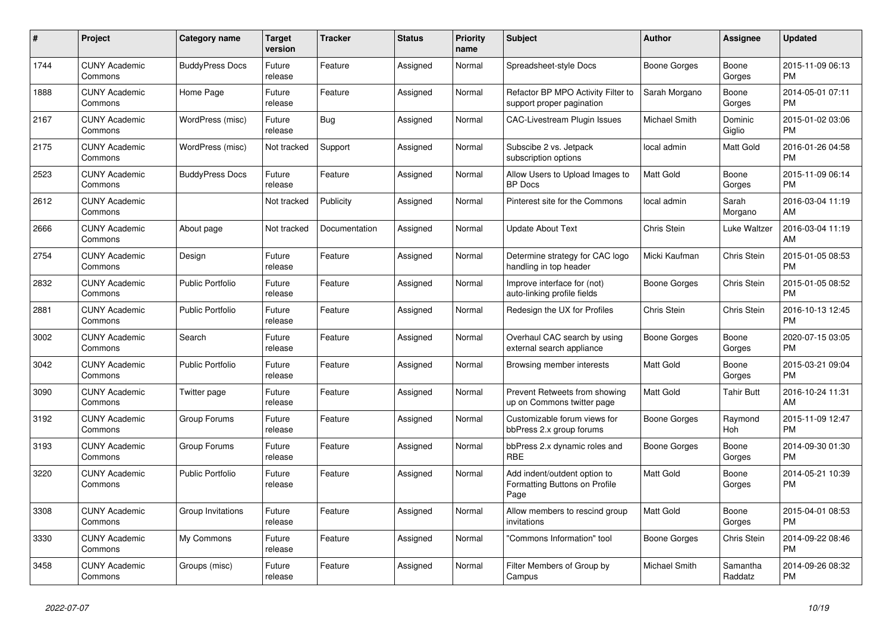| # | Project | Category name | Target version | Tracker | Status | Priority name | Subject | Author | Assignee | Updated |
|---|---|---|---|---|---|---|---|---|---|---|
| 1744 | CUNY Academic Commons | BuddyPress Docs | Future release | Feature | Assigned | Normal | Spreadsheet-style Docs | Boone Gorges | Boone Gorges | 2015-11-09 06:13 PM |
| 1888 | CUNY Academic Commons | Home Page | Future release | Feature | Assigned | Normal | Refactor BP MPO Activity Filter to support proper pagination | Sarah Morgano | Boone Gorges | 2014-05-01 07:11 PM |
| 2167 | CUNY Academic Commons | WordPress (misc) | Future release | Bug | Assigned | Normal | CAC-Livestream Plugin Issues | Michael Smith | Dominic Giglio | 2015-01-02 03:06 PM |
| 2175 | CUNY Academic Commons | WordPress (misc) | Not tracked | Support | Assigned | Normal | Subscibe 2 vs. Jetpack subscription options | local admin | Matt Gold | 2016-01-26 04:58 PM |
| 2523 | CUNY Academic Commons | BuddyPress Docs | Future release | Feature | Assigned | Normal | Allow Users to Upload Images to BP Docs | Matt Gold | Boone Gorges | 2015-11-09 06:14 PM |
| 2612 | CUNY Academic Commons | | Not tracked | Publicity | Assigned | Normal | Pinterest site for the Commons | local admin | Sarah Morgano | 2016-03-04 11:19 AM |
| 2666 | CUNY Academic Commons | About page | Not tracked | Documentation | Assigned | Normal | Update About Text | Chris Stein | Luke Waltzer | 2016-03-04 11:19 AM |
| 2754 | CUNY Academic Commons | Design | Future release | Feature | Assigned | Normal | Determine strategy for CAC logo handling in top header | Micki Kaufman | Chris Stein | 2015-01-05 08:53 PM |
| 2832 | CUNY Academic Commons | Public Portfolio | Future release | Feature | Assigned | Normal | Improve interface for (not) auto-linking profile fields | Boone Gorges | Chris Stein | 2015-01-05 08:52 PM |
| 2881 | CUNY Academic Commons | Public Portfolio | Future release | Feature | Assigned | Normal | Redesign the UX for Profiles | Chris Stein | Chris Stein | 2016-10-13 12:45 PM |
| 3002 | CUNY Academic Commons | Search | Future release | Feature | Assigned | Normal | Overhaul CAC search by using external search appliance | Boone Gorges | Boone Gorges | 2020-07-15 03:05 PM |
| 3042 | CUNY Academic Commons | Public Portfolio | Future release | Feature | Assigned | Normal | Browsing member interests | Matt Gold | Boone Gorges | 2015-03-21 09:04 PM |
| 3090 | CUNY Academic Commons | Twitter page | Future release | Feature | Assigned | Normal | Prevent Retweets from showing up on Commons twitter page | Matt Gold | Tahir Butt | 2016-10-24 11:31 AM |
| 3192 | CUNY Academic Commons | Group Forums | Future release | Feature | Assigned | Normal | Customizable forum views for bbPress 2.x group forums | Boone Gorges | Raymond Hoh | 2015-11-09 12:47 PM |
| 3193 | CUNY Academic Commons | Group Forums | Future release | Feature | Assigned | Normal | bbPress 2.x dynamic roles and RBE | Boone Gorges | Boone Gorges | 2014-09-30 01:30 PM |
| 3220 | CUNY Academic Commons | Public Portfolio | Future release | Feature | Assigned | Normal | Add indent/outdent option to Formatting Buttons on Profile Page | Matt Gold | Boone Gorges | 2014-05-21 10:39 PM |
| 3308 | CUNY Academic Commons | Group Invitations | Future release | Feature | Assigned | Normal | Allow members to rescind group invitations | Matt Gold | Boone Gorges | 2015-04-01 08:53 PM |
| 3330 | CUNY Academic Commons | My Commons | Future release | Feature | Assigned | Normal | "Commons Information" tool | Boone Gorges | Chris Stein | 2014-09-22 08:46 PM |
| 3458 | CUNY Academic Commons | Groups (misc) | Future release | Feature | Assigned | Normal | Filter Members of Group by Campus | Michael Smith | Samantha Raddatz | 2014-09-26 08:32 PM |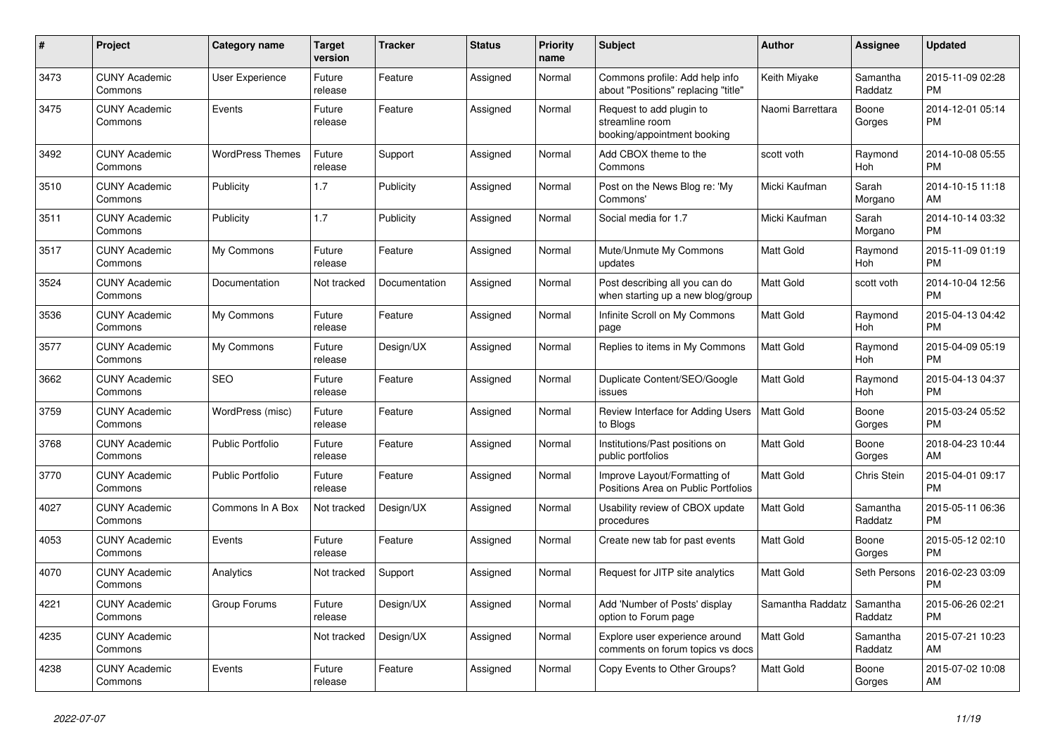| # | Project | Category name | Target version | Tracker | Status | Priority name | Subject | Author | Assignee | Updated |
|---|---|---|---|---|---|---|---|---|---|---|
| 3473 | CUNY Academic Commons | User Experience | Future release | Feature | Assigned | Normal | Commons profile: Add help info about "Positions" replacing "title" | Keith Miyake | Samantha Raddatz | 2015-11-09 02:28 PM |
| 3475 | CUNY Academic Commons | Events | Future release | Feature | Assigned | Normal | Request to add plugin to streamline room booking/appointment booking | Naomi Barrettara | Boone Gorges | 2014-12-01 05:14 PM |
| 3492 | CUNY Academic Commons | WordPress Themes | Future release | Support | Assigned | Normal | Add CBOX theme to the Commons | scott voth | Raymond Hoh | 2014-10-08 05:55 PM |
| 3510 | CUNY Academic Commons | Publicity | 1.7 | Publicity | Assigned | Normal | Post on the News Blog re: 'My Commons' | Micki Kaufman | Sarah Morgano | 2014-10-15 11:18 AM |
| 3511 | CUNY Academic Commons | Publicity | 1.7 | Publicity | Assigned | Normal | Social media for 1.7 | Micki Kaufman | Sarah Morgano | 2014-10-14 03:32 PM |
| 3517 | CUNY Academic Commons | My Commons | Future release | Feature | Assigned | Normal | Mute/Unmute My Commons updates | Matt Gold | Raymond Hoh | 2015-11-09 01:19 PM |
| 3524 | CUNY Academic Commons | Documentation | Not tracked | Documentation | Assigned | Normal | Post describing all you can do when starting up a new blog/group | Matt Gold | scott voth | 2014-10-04 12:56 PM |
| 3536 | CUNY Academic Commons | My Commons | Future release | Feature | Assigned | Normal | Infinite Scroll on My Commons page | Matt Gold | Raymond Hoh | 2015-04-13 04:42 PM |
| 3577 | CUNY Academic Commons | My Commons | Future release | Design/UX | Assigned | Normal | Replies to items in My Commons | Matt Gold | Raymond Hoh | 2015-04-09 05:19 PM |
| 3662 | CUNY Academic Commons | SEO | Future release | Feature | Assigned | Normal | Duplicate Content/SEO/Google issues | Matt Gold | Raymond Hoh | 2015-04-13 04:37 PM |
| 3759 | CUNY Academic Commons | WordPress (misc) | Future release | Feature | Assigned | Normal | Review Interface for Adding Users to Blogs | Matt Gold | Boone Gorges | 2015-03-24 05:52 PM |
| 3768 | CUNY Academic Commons | Public Portfolio | Future release | Feature | Assigned | Normal | Institutions/Past positions on public portfolios | Matt Gold | Boone Gorges | 2018-04-23 10:44 AM |
| 3770 | CUNY Academic Commons | Public Portfolio | Future release | Feature | Assigned | Normal | Improve Layout/Formatting of Positions Area on Public Portfolios | Matt Gold | Chris Stein | 2015-04-01 09:17 PM |
| 4027 | CUNY Academic Commons | Commons In A Box | Not tracked | Design/UX | Assigned | Normal | Usability review of CBOX update procedures | Matt Gold | Samantha Raddatz | 2015-05-11 06:36 PM |
| 4053 | CUNY Academic Commons | Events | Future release | Feature | Assigned | Normal | Create new tab for past events | Matt Gold | Boone Gorges | 2015-05-12 02:10 PM |
| 4070 | CUNY Academic Commons | Analytics | Not tracked | Support | Assigned | Normal | Request for JITP site analytics | Matt Gold | Seth Persons | 2016-02-23 03:09 PM |
| 4221 | CUNY Academic Commons | Group Forums | Future release | Design/UX | Assigned | Normal | Add 'Number of Posts' display option to Forum page | Samantha Raddatz | Samantha Raddatz | 2015-06-26 02:21 PM |
| 4235 | CUNY Academic Commons | | Not tracked | Design/UX | Assigned | Normal | Explore user experience around comments on forum topics vs docs | Matt Gold | Samantha Raddatz | 2015-07-21 10:23 AM |
| 4238 | CUNY Academic Commons | Events | Future release | Feature | Assigned | Normal | Copy Events to Other Groups? | Matt Gold | Boone Gorges | 2015-07-02 10:08 AM |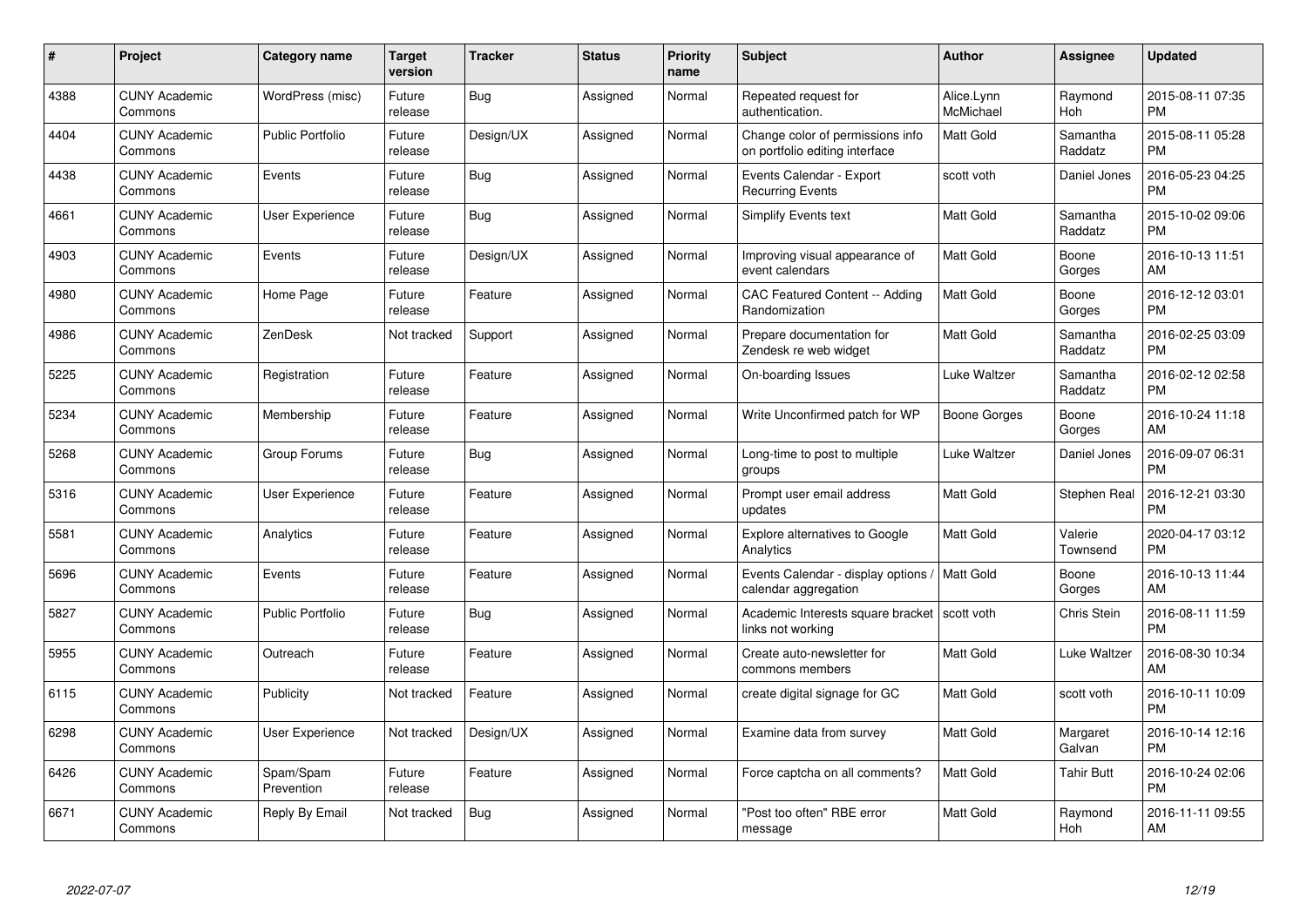| # | Project | Category name | Target version | Tracker | Status | Priority name | Subject | Author | Assignee | Updated |
|---|---|---|---|---|---|---|---|---|---|---|
| 4388 | CUNY Academic Commons | WordPress (misc) | Future release | Bug | Assigned | Normal | Repeated request for authentication. | Alice.Lynn McMichael | Raymond Hoh | 2015-08-11 07:35 PM |
| 4404 | CUNY Academic Commons | Public Portfolio | Future release | Design/UX | Assigned | Normal | Change color of permissions info on portfolio editing interface | Matt Gold | Samantha Raddatz | 2015-08-11 05:28 PM |
| 4438 | CUNY Academic Commons | Events | Future release | Bug | Assigned | Normal | Events Calendar - Export Recurring Events | scott voth | Daniel Jones | 2016-05-23 04:25 PM |
| 4661 | CUNY Academic Commons | User Experience | Future release | Bug | Assigned | Normal | Simplify Events text | Matt Gold | Samantha Raddatz | 2015-10-02 09:06 PM |
| 4903 | CUNY Academic Commons | Events | Future release | Design/UX | Assigned | Normal | Improving visual appearance of event calendars | Matt Gold | Boone Gorges | 2016-10-13 11:51 AM |
| 4980 | CUNY Academic Commons | Home Page | Future release | Feature | Assigned | Normal | CAC Featured Content -- Adding Randomization | Matt Gold | Boone Gorges | 2016-12-12 03:01 PM |
| 4986 | CUNY Academic Commons | ZenDesk | Not tracked | Support | Assigned | Normal | Prepare documentation for Zendesk re web widget | Matt Gold | Samantha Raddatz | 2016-02-25 03:09 PM |
| 5225 | CUNY Academic Commons | Registration | Future release | Feature | Assigned | Normal | On-boarding Issues | Luke Waltzer | Samantha Raddatz | 2016-02-12 02:58 PM |
| 5234 | CUNY Academic Commons | Membership | Future release | Feature | Assigned | Normal | Write Unconfirmed patch for WP | Boone Gorges | Boone Gorges | 2016-10-24 11:18 AM |
| 5268 | CUNY Academic Commons | Group Forums | Future release | Bug | Assigned | Normal | Long-time to post to multiple groups | Luke Waltzer | Daniel Jones | 2016-09-07 06:31 PM |
| 5316 | CUNY Academic Commons | User Experience | Future release | Feature | Assigned | Normal | Prompt user email address updates | Matt Gold | Stephen Real | 2016-12-21 03:30 PM |
| 5581 | CUNY Academic Commons | Analytics | Future release | Feature | Assigned | Normal | Explore alternatives to Google Analytics | Matt Gold | Valerie Townsend | 2020-04-17 03:12 PM |
| 5696 | CUNY Academic Commons | Events | Future release | Feature | Assigned | Normal | Events Calendar - display options / calendar aggregation | Matt Gold | Boone Gorges | 2016-10-13 11:44 AM |
| 5827 | CUNY Academic Commons | Public Portfolio | Future release | Bug | Assigned | Normal | Academic Interests square bracket links not working | scott voth | Chris Stein | 2016-08-11 11:59 PM |
| 5955 | CUNY Academic Commons | Outreach | Future release | Feature | Assigned | Normal | Create auto-newsletter for commons members | Matt Gold | Luke Waltzer | 2016-08-30 10:34 AM |
| 6115 | CUNY Academic Commons | Publicity | Not tracked | Feature | Assigned | Normal | create digital signage for GC | Matt Gold | scott voth | 2016-10-11 10:09 PM |
| 6298 | CUNY Academic Commons | User Experience | Not tracked | Design/UX | Assigned | Normal | Examine data from survey | Matt Gold | Margaret Galvan | 2016-10-14 12:16 PM |
| 6426 | CUNY Academic Commons | Spam/Spam Prevention | Future release | Feature | Assigned | Normal | Force captcha on all comments? | Matt Gold | Tahir Butt | 2016-10-24 02:06 PM |
| 6671 | CUNY Academic Commons | Reply By Email | Not tracked | Bug | Assigned | Normal | "Post too often" RBE error message | Matt Gold | Raymond Hoh | 2016-11-11 09:55 AM |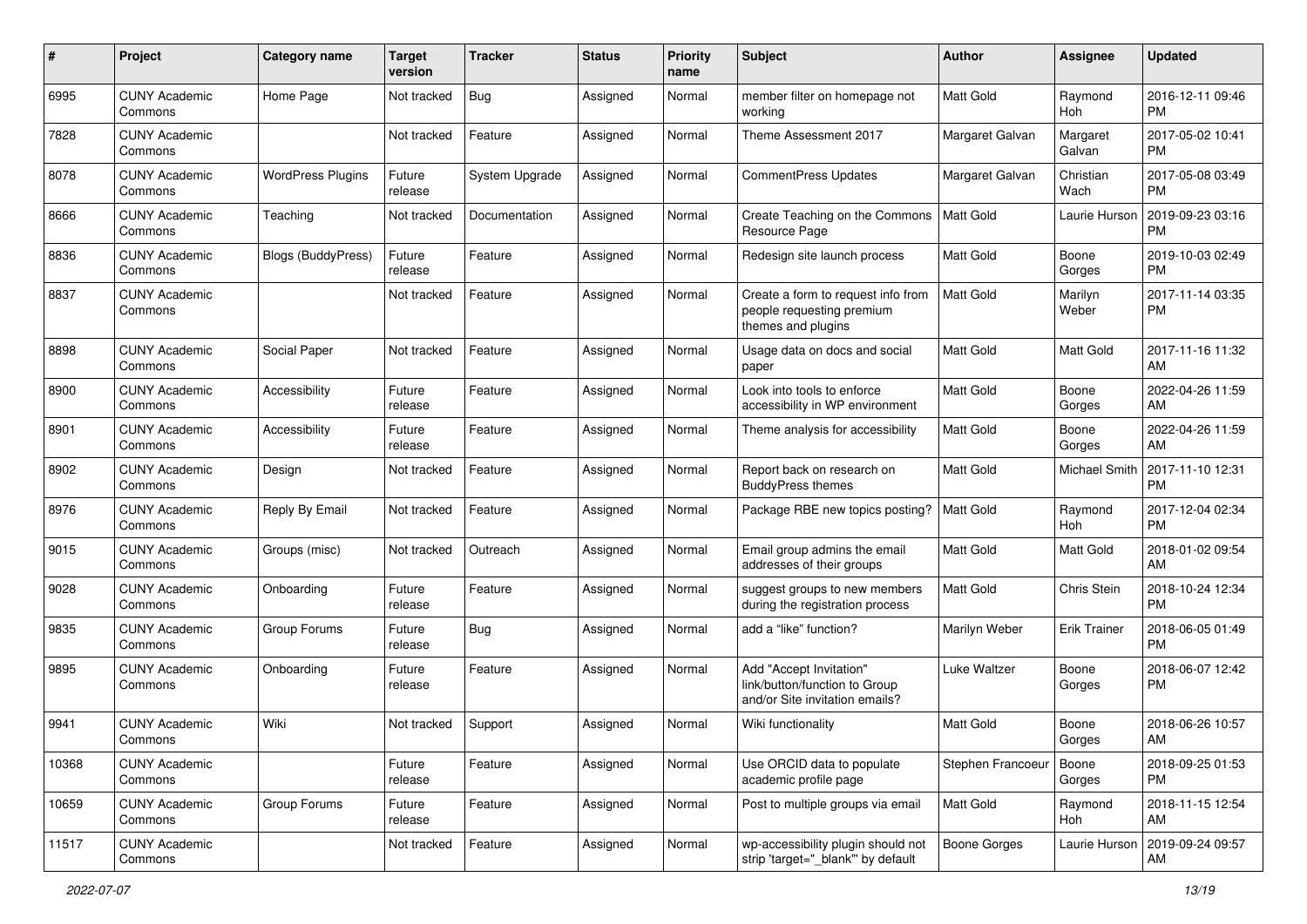| # | Project | Category name | Target version | Tracker | Status | Priority name | Subject | Author | Assignee | Updated |
|---|---|---|---|---|---|---|---|---|---|---|
| 6995 | CUNY Academic Commons | Home Page | Not tracked | Bug | Assigned | Normal | member filter on homepage not working | Matt Gold | Raymond Hoh | 2016-12-11 09:46 PM |
| 7828 | CUNY Academic Commons | | Not tracked | Feature | Assigned | Normal | Theme Assessment 2017 | Margaret Galvan | Margaret Galvan | 2017-05-02 10:41 PM |
| 8078 | CUNY Academic Commons | WordPress Plugins | Future release | System Upgrade | Assigned | Normal | CommentPress Updates | Margaret Galvan | Christian Wach | 2017-05-08 03:49 PM |
| 8666 | CUNY Academic Commons | Teaching | Not tracked | Documentation | Assigned | Normal | Create Teaching on the Commons Resource Page | Matt Gold | Laurie Hurson | 2019-09-23 03:16 PM |
| 8836 | CUNY Academic Commons | Blogs (BuddyPress) | Future release | Feature | Assigned | Normal | Redesign site launch process | Matt Gold | Boone Gorges | 2019-10-03 02:49 PM |
| 8837 | CUNY Academic Commons | | Not tracked | Feature | Assigned | Normal | Create a form to request info from people requesting premium themes and plugins | Matt Gold | Marilyn Weber | 2017-11-14 03:35 PM |
| 8898 | CUNY Academic Commons | Social Paper | Not tracked | Feature | Assigned | Normal | Usage data on docs and social paper | Matt Gold | Matt Gold | 2017-11-16 11:32 AM |
| 8900 | CUNY Academic Commons | Accessibility | Future release | Feature | Assigned | Normal | Look into tools to enforce accessibility in WP environment | Matt Gold | Boone Gorges | 2022-04-26 11:59 AM |
| 8901 | CUNY Academic Commons | Accessibility | Future release | Feature | Assigned | Normal | Theme analysis for accessibility | Matt Gold | Boone Gorges | 2022-04-26 11:59 AM |
| 8902 | CUNY Academic Commons | Design | Not tracked | Feature | Assigned | Normal | Report back on research on BuddyPress themes | Matt Gold | Michael Smith | 2017-11-10 12:31 PM |
| 8976 | CUNY Academic Commons | Reply By Email | Not tracked | Feature | Assigned | Normal | Package RBE new topics posting? | Matt Gold | Raymond Hoh | 2017-12-04 02:34 PM |
| 9015 | CUNY Academic Commons | Groups (misc) | Not tracked | Outreach | Assigned | Normal | Email group admins the email addresses of their groups | Matt Gold | Matt Gold | 2018-01-02 09:54 AM |
| 9028 | CUNY Academic Commons | Onboarding | Future release | Feature | Assigned | Normal | suggest groups to new members during the registration process | Matt Gold | Chris Stein | 2018-10-24 12:34 PM |
| 9835 | CUNY Academic Commons | Group Forums | Future release | Bug | Assigned | Normal | add a "like" function? | Marilyn Weber | Erik Trainer | 2018-06-05 01:49 PM |
| 9895 | CUNY Academic Commons | Onboarding | Future release | Feature | Assigned | Normal | Add "Accept Invitation" link/button/function to Group and/or Site invitation emails? | Luke Waltzer | Boone Gorges | 2018-06-07 12:42 PM |
| 9941 | CUNY Academic Commons | Wiki | Not tracked | Support | Assigned | Normal | Wiki functionality | Matt Gold | Boone Gorges | 2018-06-26 10:57 AM |
| 10368 | CUNY Academic Commons | | Future release | Feature | Assigned | Normal | Use ORCID data to populate academic profile page | Stephen Francoeur | Boone Gorges | 2018-09-25 01:53 PM |
| 10659 | CUNY Academic Commons | Group Forums | Future release | Feature | Assigned | Normal | Post to multiple groups via email | Matt Gold | Raymond Hoh | 2018-11-15 12:54 AM |
| 11517 | CUNY Academic Commons | | Not tracked | Feature | Assigned | Normal | wp-accessibility plugin should not strip 'target="_blank"' by default | Boone Gorges | Laurie Hurson | 2019-09-24 09:57 AM |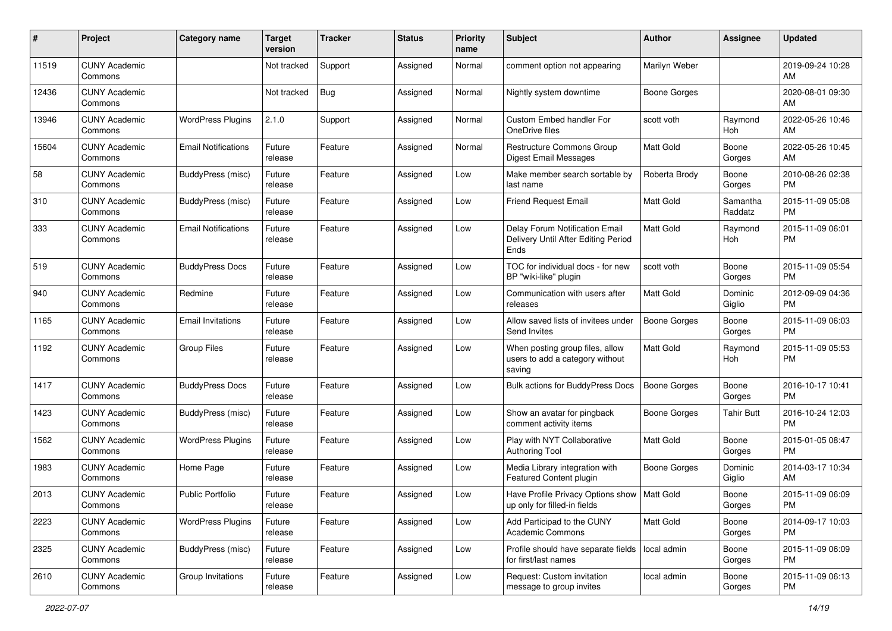| # | Project | Category name | Target version | Tracker | Status | Priority name | Subject | Author | Assignee | Updated |
|---|---|---|---|---|---|---|---|---|---|---|
| 11519 | CUNY Academic Commons | | Not tracked | Support | Assigned | Normal | comment option not appearing | Marilyn Weber | | 2019-09-24 10:28 AM |
| 12436 | CUNY Academic Commons | | Not tracked | Bug | Assigned | Normal | Nightly system downtime | Boone Gorges | | 2020-08-01 09:30 AM |
| 13946 | CUNY Academic Commons | WordPress Plugins | 2.1.0 | Support | Assigned | Normal | Custom Embed handler For OneDrive files | scott voth | Raymond Hoh | 2022-05-26 10:46 AM |
| 15604 | CUNY Academic Commons | Email Notifications | Future release | Feature | Assigned | Normal | Restructure Commons Group Digest Email Messages | Matt Gold | Boone Gorges | 2022-05-26 10:45 AM |
| 58 | CUNY Academic Commons | BuddyPress (misc) | Future release | Feature | Assigned | Low | Make member search sortable by last name | Roberta Brody | Boone Gorges | 2010-08-26 02:38 PM |
| 310 | CUNY Academic Commons | BuddyPress (misc) | Future release | Feature | Assigned | Low | Friend Request Email | Matt Gold | Samantha Raddatz | 2015-11-09 05:08 PM |
| 333 | CUNY Academic Commons | Email Notifications | Future release | Feature | Assigned | Low | Delay Forum Notification Email Delivery Until After Editing Period Ends | Matt Gold | Raymond Hoh | 2015-11-09 06:01 PM |
| 519 | CUNY Academic Commons | BuddyPress Docs | Future release | Feature | Assigned | Low | TOC for individual docs - for new BP "wiki-like" plugin | scott voth | Boone Gorges | 2015-11-09 05:54 PM |
| 940 | CUNY Academic Commons | Redmine | Future release | Feature | Assigned | Low | Communication with users after releases | Matt Gold | Dominic Giglio | 2012-09-09 04:36 PM |
| 1165 | CUNY Academic Commons | Email Invitations | Future release | Feature | Assigned | Low | Allow saved lists of invitees under Send Invites | Boone Gorges | Boone Gorges | 2015-11-09 06:03 PM |
| 1192 | CUNY Academic Commons | Group Files | Future release | Feature | Assigned | Low | When posting group files, allow users to add a category without saving | Matt Gold | Raymond Hoh | 2015-11-09 05:53 PM |
| 1417 | CUNY Academic Commons | BuddyPress Docs | Future release | Feature | Assigned | Low | Bulk actions for BuddyPress Docs | Boone Gorges | Boone Gorges | 2016-10-17 10:41 PM |
| 1423 | CUNY Academic Commons | BuddyPress (misc) | Future release | Feature | Assigned | Low | Show an avatar for pingback comment activity items | Boone Gorges | Tahir Butt | 2016-10-24 12:03 PM |
| 1562 | CUNY Academic Commons | WordPress Plugins | Future release | Feature | Assigned | Low | Play with NYT Collaborative Authoring Tool | Matt Gold | Boone Gorges | 2015-01-05 08:47 PM |
| 1983 | CUNY Academic Commons | Home Page | Future release | Feature | Assigned | Low | Media Library integration with Featured Content plugin | Boone Gorges | Dominic Giglio | 2014-03-17 10:34 AM |
| 2013 | CUNY Academic Commons | Public Portfolio | Future release | Feature | Assigned | Low | Have Profile Privacy Options show up only for filled-in fields | Matt Gold | Boone Gorges | 2015-11-09 06:09 PM |
| 2223 | CUNY Academic Commons | WordPress Plugins | Future release | Feature | Assigned | Low | Add Participad to the CUNY Academic Commons | Matt Gold | Boone Gorges | 2014-09-17 10:03 PM |
| 2325 | CUNY Academic Commons | BuddyPress (misc) | Future release | Feature | Assigned | Low | Profile should have separate fields for first/last names | local admin | Boone Gorges | 2015-11-09 06:09 PM |
| 2610 | CUNY Academic Commons | Group Invitations | Future release | Feature | Assigned | Low | Request: Custom invitation message to group invites | local admin | Boone Gorges | 2015-11-09 06:13 PM |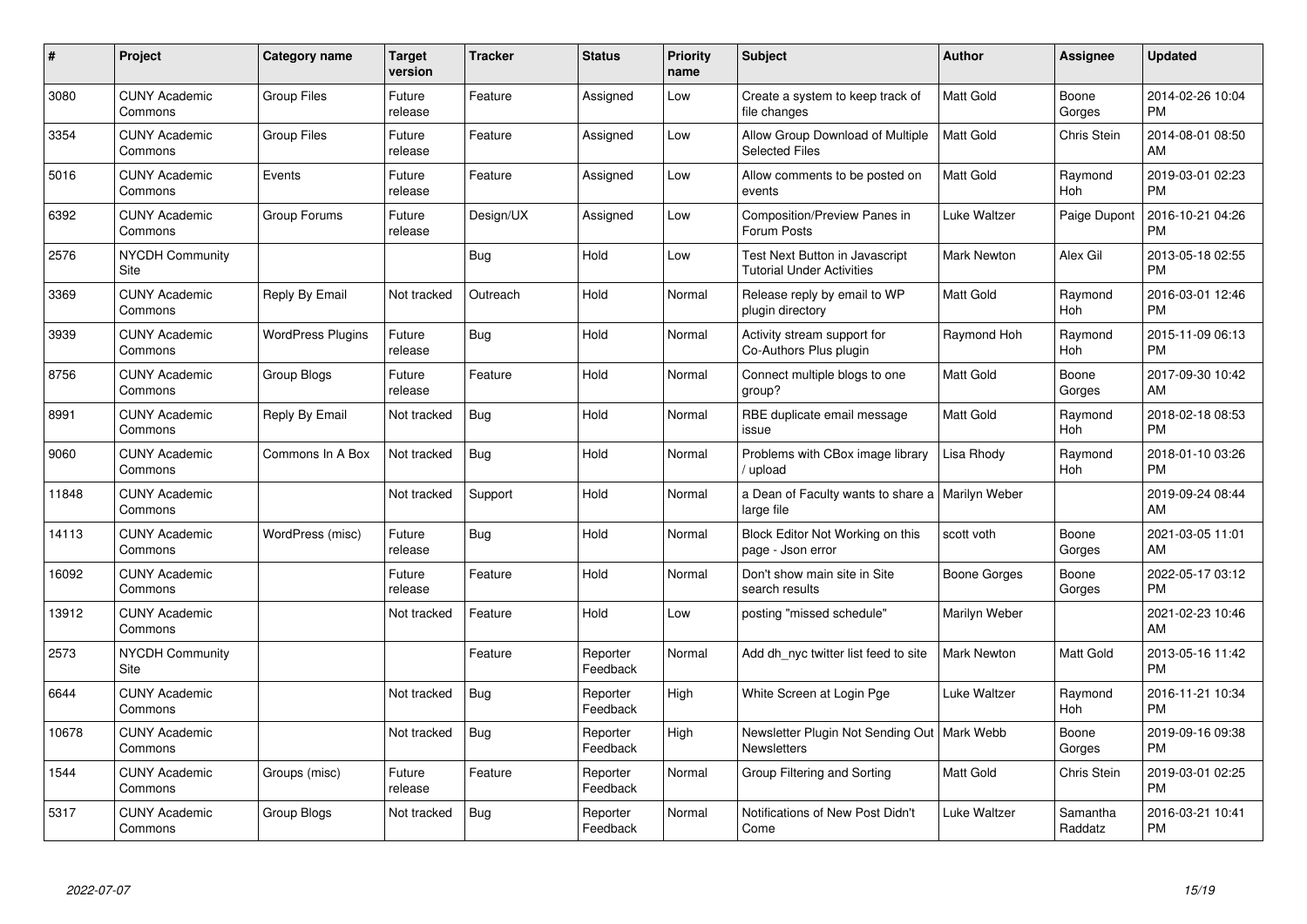| # | Project | Category name | Target version | Tracker | Status | Priority name | Subject | Author | Assignee | Updated |
|---|---|---|---|---|---|---|---|---|---|---|
| 3080 | CUNY Academic Commons | Group Files | Future release | Feature | Assigned | Low | Create a system to keep track of file changes | Matt Gold | Boone Gorges | 2014-02-26 10:04 PM |
| 3354 | CUNY Academic Commons | Group Files | Future release | Feature | Assigned | Low | Allow Group Download of Multiple Selected Files | Matt Gold | Chris Stein | 2014-08-01 08:50 AM |
| 5016 | CUNY Academic Commons | Events | Future release | Feature | Assigned | Low | Allow comments to be posted on events | Matt Gold | Raymond Hoh | 2019-03-01 02:23 PM |
| 6392 | CUNY Academic Commons | Group Forums | Future release | Design/UX | Assigned | Low | Composition/Preview Panes in Forum Posts | Luke Waltzer | Paige Dupont | 2016-10-21 04:26 PM |
| 2576 | NYCDH Community Site | | | Bug | Hold | Low | Test Next Button in Javascript Tutorial Under Activities | Mark Newton | Alex Gil | 2013-05-18 02:55 PM |
| 3369 | CUNY Academic Commons | Reply By Email | Not tracked | Outreach | Hold | Normal | Release reply by email to WP plugin directory | Matt Gold | Raymond Hoh | 2016-03-01 12:46 PM |
| 3939 | CUNY Academic Commons | WordPress Plugins | Future release | Bug | Hold | Normal | Activity stream support for Co-Authors Plus plugin | Raymond Hoh | Raymond Hoh | 2015-11-09 06:13 PM |
| 8756 | CUNY Academic Commons | Group Blogs | Future release | Feature | Hold | Normal | Connect multiple blogs to one group? | Matt Gold | Boone Gorges | 2017-09-30 10:42 AM |
| 8991 | CUNY Academic Commons | Reply By Email | Not tracked | Bug | Hold | Normal | RBE duplicate email message issue | Matt Gold | Raymond Hoh | 2018-02-18 08:53 PM |
| 9060 | CUNY Academic Commons | Commons In A Box | Not tracked | Bug | Hold | Normal | Problems with CBox image library / upload | Lisa Rhody | Raymond Hoh | 2018-01-10 03:26 PM |
| 11848 | CUNY Academic Commons | | Not tracked | Support | Hold | Normal | a Dean of Faculty wants to share a large file | Marilyn Weber | | 2019-09-24 08:44 AM |
| 14113 | CUNY Academic Commons | WordPress (misc) | Future release | Bug | Hold | Normal | Block Editor Not Working on this page - Json error | scott voth | Boone Gorges | 2021-03-05 11:01 AM |
| 16092 | CUNY Academic Commons | | Future release | Feature | Hold | Normal | Don't show main site in Site search results | Boone Gorges | Boone Gorges | 2022-05-17 03:12 PM |
| 13912 | CUNY Academic Commons | | Not tracked | Feature | Hold | Low | posting "missed schedule" | Marilyn Weber | | 2021-02-23 10:46 AM |
| 2573 | NYCDH Community Site | | | Feature | Reporter Feedback | Normal | Add dh_nyc twitter list feed to site | Mark Newton | Matt Gold | 2013-05-16 11:42 PM |
| 6644 | CUNY Academic Commons | | Not tracked | Bug | Reporter Feedback | High | White Screen at Login Pge | Luke Waltzer | Raymond Hoh | 2016-11-21 10:34 PM |
| 10678 | CUNY Academic Commons | | Not tracked | Bug | Reporter Feedback | High | Newsletter Plugin Not Sending Out Newsletters | Mark Webb | Boone Gorges | 2019-09-16 09:38 PM |
| 1544 | CUNY Academic Commons | Groups (misc) | Future release | Feature | Reporter Feedback | Normal | Group Filtering and Sorting | Matt Gold | Chris Stein | 2019-03-01 02:25 PM |
| 5317 | CUNY Academic Commons | Group Blogs | Not tracked | Bug | Reporter Feedback | Normal | Notifications of New Post Didn't Come | Luke Waltzer | Samantha Raddatz | 2016-03-21 10:41 PM |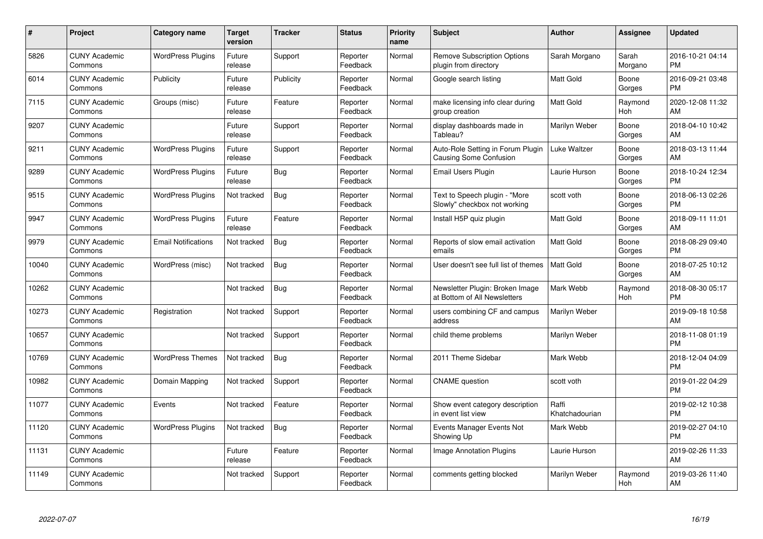| # | Project | Category name | Target version | Tracker | Status | Priority name | Subject | Author | Assignee | Updated |
|---|---|---|---|---|---|---|---|---|---|---|
| 5826 | CUNY Academic Commons | WordPress Plugins | Future release | Support | Reporter Feedback | Normal | Remove Subscription Options plugin from directory | Sarah Morgano | Sarah Morgano | 2016-10-21 04:14 PM |
| 6014 | CUNY Academic Commons | Publicity | Future release | Publicity | Reporter Feedback | Normal | Google search listing | Matt Gold | Boone Gorges | 2016-09-21 03:48 PM |
| 7115 | CUNY Academic Commons | Groups (misc) | Future release | Feature | Reporter Feedback | Normal | make licensing info clear during group creation | Matt Gold | Raymond Hoh | 2020-12-08 11:32 AM |
| 9207 | CUNY Academic Commons | | Future release | Support | Reporter Feedback | Normal | display dashboards made in Tableau? | Marilyn Weber | Boone Gorges | 2018-04-10 10:42 AM |
| 9211 | CUNY Academic Commons | WordPress Plugins | Future release | Support | Reporter Feedback | Normal | Auto-Role Setting in Forum Plugin Causing Some Confusion | Luke Waltzer | Boone Gorges | 2018-03-13 11:44 AM |
| 9289 | CUNY Academic Commons | WordPress Plugins | Future release | Bug | Reporter Feedback | Normal | Email Users Plugin | Laurie Hurson | Boone Gorges | 2018-10-24 12:34 PM |
| 9515 | CUNY Academic Commons | WordPress Plugins | Not tracked | Bug | Reporter Feedback | Normal | Text to Speech plugin - "More Slowly" checkbox not working | scott voth | Boone Gorges | 2018-06-13 02:26 PM |
| 9947 | CUNY Academic Commons | WordPress Plugins | Future release | Feature | Reporter Feedback | Normal | Install H5P quiz plugin | Matt Gold | Boone Gorges | 2018-09-11 11:01 AM |
| 9979 | CUNY Academic Commons | Email Notifications | Not tracked | Bug | Reporter Feedback | Normal | Reports of slow email activation emails | Matt Gold | Boone Gorges | 2018-08-29 09:40 PM |
| 10040 | CUNY Academic Commons | WordPress (misc) | Not tracked | Bug | Reporter Feedback | Normal | User doesn't see full list of themes | Matt Gold | Boone Gorges | 2018-07-25 10:12 AM |
| 10262 | CUNY Academic Commons | | Not tracked | Bug | Reporter Feedback | Normal | Newsletter Plugin: Broken Image at Bottom of All Newsletters | Mark Webb | Raymond Hoh | 2018-08-30 05:17 PM |
| 10273 | CUNY Academic Commons | Registration | Not tracked | Support | Reporter Feedback | Normal | users combining CF and campus address | Marilyn Weber | | 2019-09-18 10:58 AM |
| 10657 | CUNY Academic Commons | | Not tracked | Support | Reporter Feedback | Normal | child theme problems | Marilyn Weber | | 2018-11-08 01:19 PM |
| 10769 | CUNY Academic Commons | WordPress Themes | Not tracked | Bug | Reporter Feedback | Normal | 2011 Theme Sidebar | Mark Webb | | 2018-12-04 04:09 PM |
| 10982 | CUNY Academic Commons | Domain Mapping | Not tracked | Support | Reporter Feedback | Normal | CNAME question | scott voth | | 2019-01-22 04:29 PM |
| 11077 | CUNY Academic Commons | Events | Not tracked | Feature | Reporter Feedback | Normal | Show event category description in event list view | Raffi Khatchadourian | | 2019-02-12 10:38 PM |
| 11120 | CUNY Academic Commons | WordPress Plugins | Not tracked | Bug | Reporter Feedback | Normal | Events Manager Events Not Showing Up | Mark Webb | | 2019-02-27 04:10 PM |
| 11131 | CUNY Academic Commons | | Future release | Feature | Reporter Feedback | Normal | Image Annotation Plugins | Laurie Hurson | | 2019-02-26 11:33 AM |
| 11149 | CUNY Academic Commons | | Not tracked | Support | Reporter Feedback | Normal | comments getting blocked | Marilyn Weber | Raymond Hoh | 2019-03-26 11:40 AM |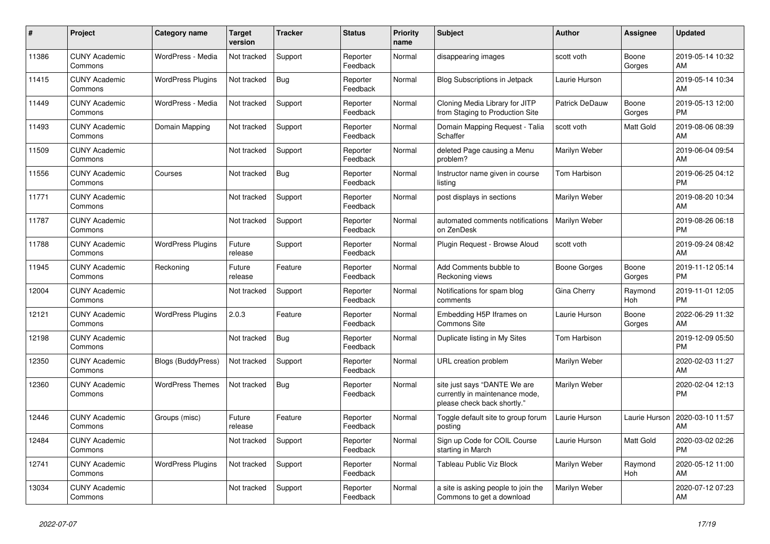| # | Project | Category name | Target version | Tracker | Status | Priority name | Subject | Author | Assignee | Updated |
|---|---|---|---|---|---|---|---|---|---|---|
| 11386 | CUNY Academic Commons | WordPress - Media | Not tracked | Support | Reporter Feedback | Normal | disappearing images | scott voth | Boone Gorges | 2019-05-14 10:32 AM |
| 11415 | CUNY Academic Commons | WordPress Plugins | Not tracked | Bug | Reporter Feedback | Normal | Blog Subscriptions in Jetpack | Laurie Hurson | | 2019-05-14 10:34 AM |
| 11449 | CUNY Academic Commons | WordPress - Media | Not tracked | Support | Reporter Feedback | Normal | Cloning Media Library for JITP from Staging to Production Site | Patrick DeDauw | Boone Gorges | 2019-05-13 12:00 PM |
| 11493 | CUNY Academic Commons | Domain Mapping | Not tracked | Support | Reporter Feedback | Normal | Domain Mapping Request - Talia Schaffer | scott voth | Matt Gold | 2019-08-06 08:39 AM |
| 11509 | CUNY Academic Commons | | Not tracked | Support | Reporter Feedback | Normal | deleted Page causing a Menu problem? | Marilyn Weber | | 2019-06-04 09:54 AM |
| 11556 | CUNY Academic Commons | Courses | Not tracked | Bug | Reporter Feedback | Normal | Instructor name given in course listing | Tom Harbison | | 2019-06-25 04:12 PM |
| 11771 | CUNY Academic Commons | | Not tracked | Support | Reporter Feedback | Normal | post displays in sections | Marilyn Weber | | 2019-08-20 10:34 AM |
| 11787 | CUNY Academic Commons | | Not tracked | Support | Reporter Feedback | Normal | automated comments notifications on ZenDesk | Marilyn Weber | | 2019-08-26 06:18 PM |
| 11788 | CUNY Academic Commons | WordPress Plugins | Future release | Support | Reporter Feedback | Normal | Plugin Request - Browse Aloud | scott voth | | 2019-09-24 08:42 AM |
| 11945 | CUNY Academic Commons | Reckoning | Future release | Feature | Reporter Feedback | Normal | Add Comments bubble to Reckoning views | Boone Gorges | Boone Gorges | 2019-11-12 05:14 PM |
| 12004 | CUNY Academic Commons | | Not tracked | Support | Reporter Feedback | Normal | Notifications for spam blog comments | Gina Cherry | Raymond Hoh | 2019-11-01 12:05 PM |
| 12121 | CUNY Academic Commons | WordPress Plugins | 2.0.3 | Feature | Reporter Feedback | Normal | Embedding H5P Iframes on Commons Site | Laurie Hurson | Boone Gorges | 2022-06-29 11:32 AM |
| 12198 | CUNY Academic Commons | | Not tracked | Bug | Reporter Feedback | Normal | Duplicate listing in My Sites | Tom Harbison | | 2019-12-09 05:50 PM |
| 12350 | CUNY Academic Commons | Blogs (BuddyPress) | Not tracked | Support | Reporter Feedback | Normal | URL creation problem | Marilyn Weber | | 2020-02-03 11:27 AM |
| 12360 | CUNY Academic Commons | WordPress Themes | Not tracked | Bug | Reporter Feedback | Normal | site just says "DANTE We are currently in maintenance mode, please check back shortly." | Marilyn Weber | | 2020-02-04 12:13 PM |
| 12446 | CUNY Academic Commons | Groups (misc) | Future release | Feature | Reporter Feedback | Normal | Toggle default site to group forum posting | Laurie Hurson | Laurie Hurson | 2020-03-10 11:57 AM |
| 12484 | CUNY Academic Commons | | Not tracked | Support | Reporter Feedback | Normal | Sign up Code for COIL Course starting in March | Laurie Hurson | Matt Gold | 2020-03-02 02:26 PM |
| 12741 | CUNY Academic Commons | WordPress Plugins | Not tracked | Support | Reporter Feedback | Normal | Tableau Public Viz Block | Marilyn Weber | Raymond Hoh | 2020-05-12 11:00 AM |
| 13034 | CUNY Academic Commons | | Not tracked | Support | Reporter Feedback | Normal | a site is asking people to join the Commons to get a download | Marilyn Weber | | 2020-07-12 07:23 AM |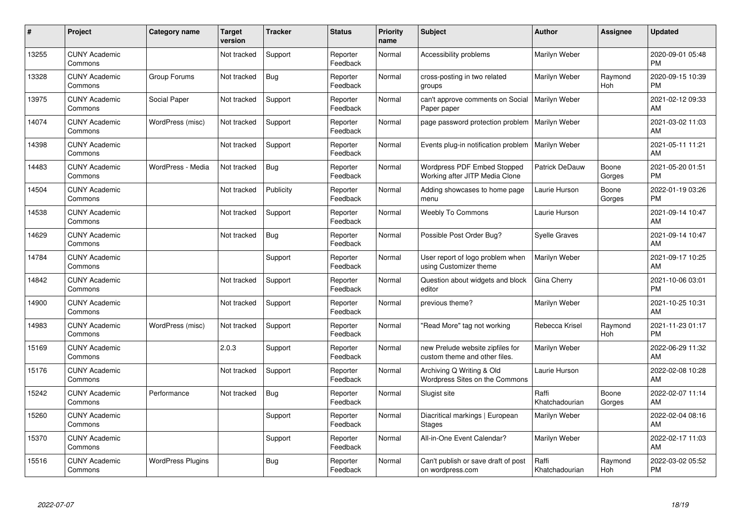| # | Project | Category name | Target version | Tracker | Status | Priority name | Subject | Author | Assignee | Updated |
|---|---|---|---|---|---|---|---|---|---|---|
| 13255 | CUNY Academic Commons | | Not tracked | Support | Reporter Feedback | Normal | Accessibility problems | Marilyn Weber | | 2020-09-01 05:48 PM |
| 13328 | CUNY Academic Commons | Group Forums | Not tracked | Bug | Reporter Feedback | Normal | cross-posting in two related groups | Marilyn Weber | Raymond Hoh | 2020-09-15 10:39 PM |
| 13975 | CUNY Academic Commons | Social Paper | Not tracked | Support | Reporter Feedback | Normal | can't approve comments on Social Paper paper | Marilyn Weber | | 2021-02-12 09:33 AM |
| 14074 | CUNY Academic Commons | WordPress (misc) | Not tracked | Support | Reporter Feedback | Normal | page password protection problem | Marilyn Weber | | 2021-03-02 11:03 AM |
| 14398 | CUNY Academic Commons | | Not tracked | Support | Reporter Feedback | Normal | Events plug-in notification problem | Marilyn Weber | | 2021-05-11 11:21 AM |
| 14483 | CUNY Academic Commons | WordPress - Media | Not tracked | Bug | Reporter Feedback | Normal | Wordpress PDF Embed Stopped Working after JITP Media Clone | Patrick DeDauw | Boone Gorges | 2021-05-20 01:51 PM |
| 14504 | CUNY Academic Commons | | Not tracked | Publicity | Reporter Feedback | Normal | Adding showcases to home page menu | Laurie Hurson | Boone Gorges | 2022-01-19 03:26 PM |
| 14538 | CUNY Academic Commons | | Not tracked | Support | Reporter Feedback | Normal | Weebly To Commons | Laurie Hurson | | 2021-09-14 10:47 AM |
| 14629 | CUNY Academic Commons | | Not tracked | Bug | Reporter Feedback | Normal | Possible Post Order Bug? | Syelle Graves | | 2021-09-14 10:47 AM |
| 14784 | CUNY Academic Commons | | | Support | Reporter Feedback | Normal | User report of logo problem when using Customizer theme | Marilyn Weber | | 2021-09-17 10:25 AM |
| 14842 | CUNY Academic Commons | | Not tracked | Support | Reporter Feedback | Normal | Question about widgets and block editor | Gina Cherry | | 2021-10-06 03:01 PM |
| 14900 | CUNY Academic Commons | | Not tracked | Support | Reporter Feedback | Normal | previous theme? | Marilyn Weber | | 2021-10-25 10:31 AM |
| 14983 | CUNY Academic Commons | WordPress (misc) | Not tracked | Support | Reporter Feedback | Normal | "Read More" tag not working | Rebecca Krisel | Raymond Hoh | 2021-11-23 01:17 PM |
| 15169 | CUNY Academic Commons | | 2.0.3 | Support | Reporter Feedback | Normal | new Prelude website zipfiles for custom theme and other files. | Marilyn Weber | | 2022-06-29 11:32 AM |
| 15176 | CUNY Academic Commons | | Not tracked | Support | Reporter Feedback | Normal | Archiving Q Writing & Old Wordpress Sites on the Commons | Laurie Hurson | | 2022-02-08 10:28 AM |
| 15242 | CUNY Academic Commons | Performance | Not tracked | Bug | Reporter Feedback | Normal | Slugist site | Raffi Khatchadourian | Boone Gorges | 2022-02-07 11:14 AM |
| 15260 | CUNY Academic Commons | | | Support | Reporter Feedback | Normal | Diacritical markings \| European Stages | Marilyn Weber | | 2022-02-04 08:16 AM |
| 15370 | CUNY Academic Commons | | | Support | Reporter Feedback | Normal | All-in-One Event Calendar? | Marilyn Weber | | 2022-02-17 11:03 AM |
| 15516 | CUNY Academic Commons | WordPress Plugins | | Bug | Reporter Feedback | Normal | Can't publish or save draft of post on wordpress.com | Raffi Khatchadourian | Raymond Hoh | 2022-03-02 05:52 PM |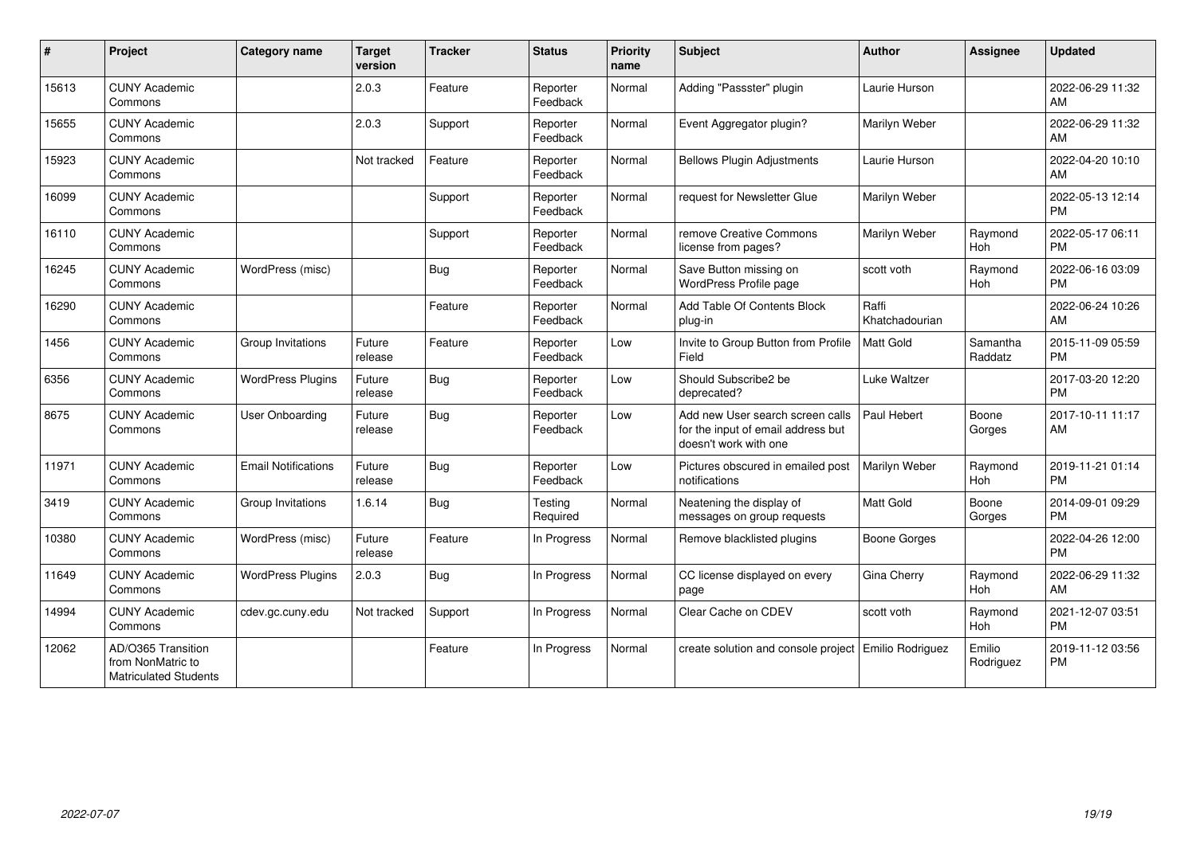| # | Project | Category name | Target version | Tracker | Status | Priority name | Subject | Author | Assignee | Updated |
|---|---|---|---|---|---|---|---|---|---|---|
| 15613 | CUNY Academic Commons | | 2.0.3 | Feature | Reporter Feedback | Normal | Adding "Passster" plugin | Laurie Hurson | | 2022-06-29 11:32 AM |
| 15655 | CUNY Academic Commons | | 2.0.3 | Support | Reporter Feedback | Normal | Event Aggregator plugin? | Marilyn Weber | | 2022-06-29 11:32 AM |
| 15923 | CUNY Academic Commons | | Not tracked | Feature | Reporter Feedback | Normal | Bellows Plugin Adjustments | Laurie Hurson | | 2022-04-20 10:10 AM |
| 16099 | CUNY Academic Commons | | | Support | Reporter Feedback | Normal | request for Newsletter Glue | Marilyn Weber | | 2022-05-13 12:14 PM |
| 16110 | CUNY Academic Commons | | | Support | Reporter Feedback | Normal | remove Creative Commons license from pages? | Marilyn Weber | Raymond Hoh | 2022-05-17 06:11 PM |
| 16245 | CUNY Academic Commons | WordPress (misc) | | Bug | Reporter Feedback | Normal | Save Button missing on WordPress Profile page | scott voth | Raymond Hoh | 2022-06-16 03:09 PM |
| 16290 | CUNY Academic Commons | | | Feature | Reporter Feedback | Normal | Add Table Of Contents Block plug-in | Raffi Khatchadourian | | 2022-06-24 10:26 AM |
| 1456 | CUNY Academic Commons | Group Invitations | Future release | Feature | Reporter Feedback | Low | Invite to Group Button from Profile Field | Matt Gold | Samantha Raddatz | 2015-11-09 05:59 PM |
| 6356 | CUNY Academic Commons | WordPress Plugins | Future release | Bug | Reporter Feedback | Low | Should Subscribe2 be deprecated? | Luke Waltzer | | 2017-03-20 12:20 PM |
| 8675 | CUNY Academic Commons | User Onboarding | Future release | Bug | Reporter Feedback | Low | Add new User search screen calls for the input of email address but doesn't work with one | Paul Hebert | Boone Gorges | 2017-10-11 11:17 AM |
| 11971 | CUNY Academic Commons | Email Notifications | Future release | Bug | Reporter Feedback | Low | Pictures obscured in emailed post notifications | Marilyn Weber | Raymond Hoh | 2019-11-21 01:14 PM |
| 3419 | CUNY Academic Commons | Group Invitations | 1.6.14 | Bug | Testing Required | Normal | Neatening the display of messages on group requests | Matt Gold | Boone Gorges | 2014-09-01 09:29 PM |
| 10380 | CUNY Academic Commons | WordPress (misc) | Future release | Feature | In Progress | Normal | Remove blacklisted plugins | Boone Gorges | | 2022-04-26 12:00 PM |
| 11649 | CUNY Academic Commons | WordPress Plugins | 2.0.3 | Bug | In Progress | Normal | CC license displayed on every page | Gina Cherry | Raymond Hoh | 2022-06-29 11:32 AM |
| 14994 | CUNY Academic Commons | cdev.gc.cuny.edu | Not tracked | Support | In Progress | Normal | Clear Cache on CDEV | scott voth | Raymond Hoh | 2021-12-07 03:51 PM |
| 12062 | AD/O365 Transition from NonMatric to Matriculated Students | | | Feature | In Progress | Normal | create solution and console project | Emilio Rodriguez | Emilio Rodriguez | 2019-11-12 03:56 PM |